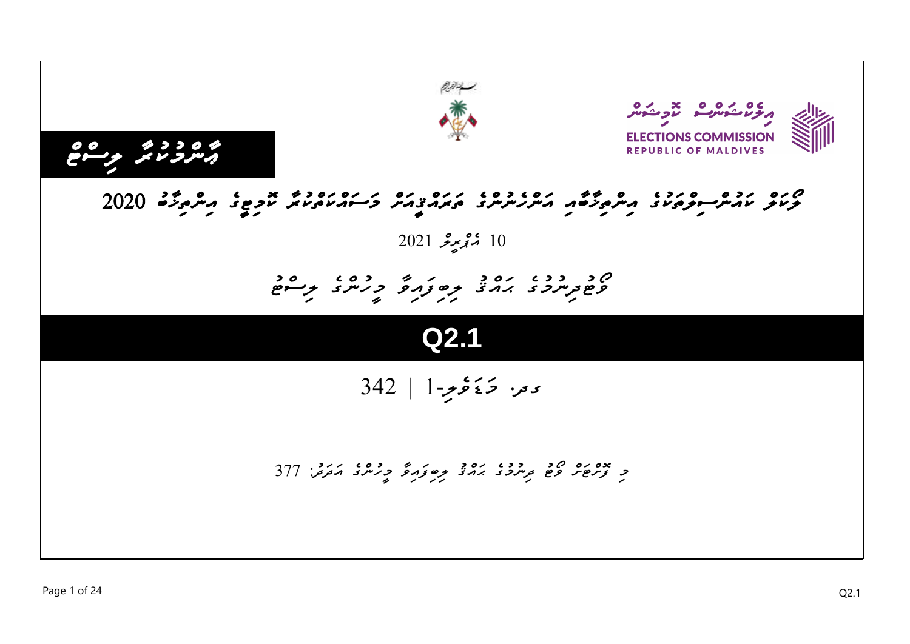އިލެކްޝަންސް ކޮމިޝަން

ELECTIONS COMMISSION
REPUBLIC OF MALDIVES

އަންނުމާނާ ލިސްޓު

# ލޯކަލް ކައުންސިލްތަކުގެ އިންތިޚާބާއި އަންހެނުންގެ ތަރައްޤީއަށް މަސައްކަތްކުރާ ކޮމިޓީގެ އިންތިޚާބު 2020

10 އޭޕްރިލް 2021

ވޯޓުދިނުމުގެ ހައްޤު ލިބިފައިވާ މީހުންގެ ލިސްޓު

# Q2.1

ގދ. މަޑަވެލި-1 | 342

މި ފޮށްޓަށް ވޯޓު ދިނުމުގެ ހައްޤު ލިބިފައިވާ މީހުންގެ އަދަދު: 377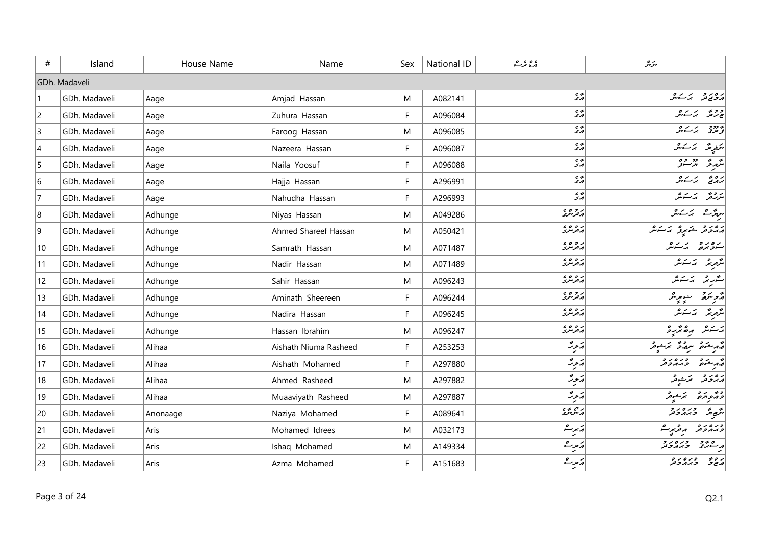| # | Island | House Name | Name | Sex | National ID | ގެއްގެ ނަން | ނަން |
|---|---|---|---|---|---|---|---|
| GDh. Madaveli | | | | | | | |
| 1 | GDh. Madaveli | Aage | Amjad Hassan | M | A082141 | އާގެ | އަމްޖަދު ހަސަން |
| 2 | GDh. Madaveli | Aage | Zuhura Hassan | F | A096084 | އާގެ | ޒުހުރާ ހަސަން |
| 3 | GDh. Madaveli | Aage | Faroog Hassan | M | A096085 | އާގެ | ފާރޫގު ހަސަން |
| 4 | GDh. Madaveli | Aage | Nazeera Hassan | F | A096087 | އާގެ | ނަޒީރާ ހަސަން |
| 5 | GDh. Madaveli | Aage | Naila Yoosuf | F | A096088 | އާގެ | ނާއިލާ ޔޫސުފު |
| 6 | GDh. Madaveli | Aage | Hajja Hassan | F | A296991 | އާގެ | ހައްޖާ ހަސަން |
| 7 | GDh. Madaveli | Aage | Nahudha Hassan | F | A296993 | އާގެ | ނަހުދާ ހަސަން |
| 8 | GDh. Madaveli | Adhunge | Niyas Hassan | M | A049286 | އަދުންގެ | ނިޔާސް ހަސަން |
| 9 | GDh. Madaveli | Adhunge | Ahmed Shareef Hassan | M | A050421 | އަދުންގެ | އަޙްމަދު ޝަރީފް ހަސަން |
| 10 | GDh. Madaveli | Adhunge | Samrath Hassan | M | A071487 | އަދުންގެ | ސަމްރަތު ހަސަން |
| 11 | GDh. Madaveli | Adhunge | Nadir Hassan | M | A071489 | އަދުންގެ | ނާދިރު ހަސަން |
| 12 | GDh. Madaveli | Adhunge | Sahir Hassan | M | A096243 | އަދުންގެ | ސާހިރު ހަސަން |
| 13 | GDh. Madaveli | Adhunge | Aminath Sheereen | F | A096244 | އަދުންގެ | އާމިނަތު ޝީރީން |
| 14 | GDh. Madaveli | Adhunge | Nadira Hassan | F | A096245 | އަދުންގެ | ނާދިރާ ހަސަން |
| 15 | GDh. Madaveli | Adhunge | Hassan Ibrahim | M | A096247 | އަދުންގެ | ހަސަން އިބްރާހީމް |
| 16 | GDh. Madaveli | Alihaa | Aishath Niuma Rasheed | F | A253253 | އަލިހާ | އާއިޝަތު ނިޢުމާ ރަޝީދު |
| 17 | GDh. Madaveli | Alihaa | Aishath Mohamed | F | A297880 | އަލިހާ | އާއިޝަތު މުޙައްމަދު |
| 18 | GDh. Madaveli | Alihaa | Ahmed Rasheed | M | A297882 | އަލިހާ | އަޙްމަދު ރަޝީދު |
| 19 | GDh. Madaveli | Alihaa | Muaaviyath Rasheed | M | A297887 | އަލިހާ | މުއާވިޔަތު ރަޝީދު |
| 20 | GDh. Madaveli | Anonaage | Naziya Mohamed | F | A089641 | އަނޮނާގެ | ނާޒިޔާ މުޙައްމަދު |
| 21 | GDh. Madaveli | Aris | Mohamed Idrees | M | A032173 | އަރިސް | މުޙައްމަދު އިދްރީސް |
| 22 | GDh. Madaveli | Aris | Ishaq Mohamed | M | A149334 | އަރިސް | އިސްޙާޤު މުޙައްމަދު |
| 23 | GDh. Madaveli | Aris | Azma Mohamed | F | A151683 | އަރިސް | އަޒްމާ މުޙައްމަދު |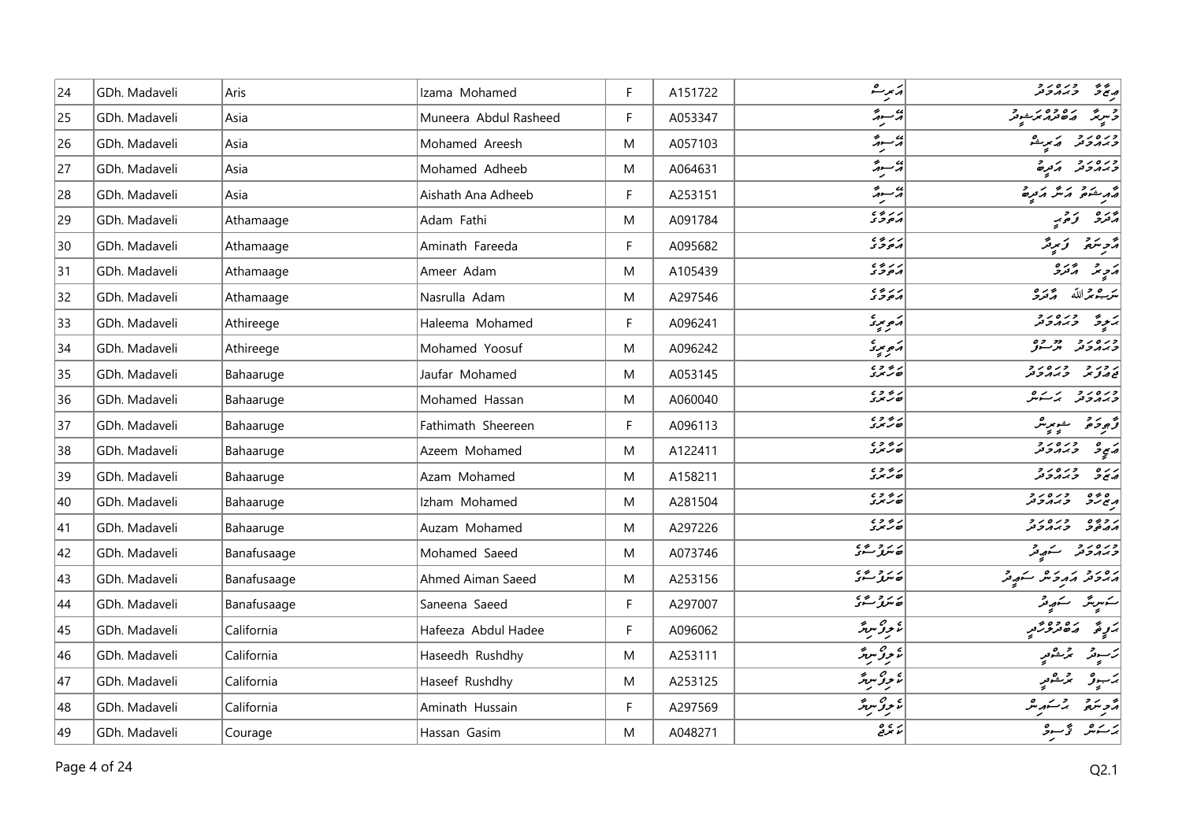| 24 | GDh. Madaveli | Aris | Izama Mohamed | F | A151722 | އަރިސް | އިޒާމާ މުހައްމަދު |
|---|---|---|---|---|---|---|---|
| 25 | GDh. Madaveli | Asia | Muneera Abdul Rasheed | F | A053347 | އޭސިއާ | މުނީރާ އަބްދުއްރަޝީދު |
| 26 | GDh. Madaveli | Asia | Mohamed Areesh | M | A057103 | އޭސިއާ | މުހައްމަދު އަރީޝް |
| 27 | GDh. Madaveli | Asia | Mohamed Adheeb | M | A064631 | އޭސިއާ | މުހައްމަދު އަދީބު |
| 28 | GDh. Madaveli | Asia | Aishath Ana Adheeb | F | A253151 | އޭސިއާ | އާއިޝަތު އަނާ އަދީބު |
| 29 | GDh. Madaveli | Athamaage | Adam Fathi | M | A091784 | އަތަމާގެ | އާދަމް ފަތުޙީ |
| 30 | GDh. Madaveli | Athamaage | Aminath Fareeda | F | A095682 | އަތަމާގެ | އާމިނަތު ފަރީދާ |
| 31 | GDh. Madaveli | Athamaage | Ameer Adam | M | A105439 | އަތަމާގެ | އަމީރު އާދަމް |
| 32 | GDh. Madaveli | Athamaage | Nasrulla Adam | M | A297546 | އަތަމާގެ | ނަސްރުﷲ އާދަމް |
| 33 | GDh. Madaveli | Athireege | Haleema Mohamed | F | A096241 | އަތިރީގެ | ހަލީމާ މުހައްމަދު |
| 34 | GDh. Madaveli | Athireege | Mohamed Yoosuf | M | A096242 | އަތިރީގެ | މުހައްމަދު ޔޫސުފު |
| 35 | GDh. Madaveli | Bahaaruge | Jaufar Mohamed | M | A053145 | ބަހާރުގެ | ޖައުފަރު މުހައްމަދު |
| 36 | GDh. Madaveli | Bahaaruge | Mohamed Hassan | M | A060040 | ބަހާރުގެ | މުހައްމަދު ހަސަން |
| 37 | GDh. Madaveli | Bahaaruge | Fathimath Sheereen | F | A096113 | ބަހާރުގެ | ފާތިމަތު ޝީރީން |
| 38 | GDh. Madaveli | Bahaaruge | Azeem Mohamed | M | A122411 | ބަހާރުގެ | އަޒީމް މުހައްމަދު |
| 39 | GDh. Madaveli | Bahaaruge | Azam Mohamed | M | A158211 | ބަހާރުގެ | އަޒަމް މުހައްމަދު |
| 40 | GDh. Madaveli | Bahaaruge | Izham Mohamed | M | A281504 | ބަހާރުގެ | އިޒްހާމް މުހައްމަދު |
| 41 | GDh. Madaveli | Bahaaruge | Auzam Mohamed | M | A297226 | ބަހާރުގެ | އައުޒަމް މުހައްމަދު |
| 42 | GDh. Madaveli | Banafusaage | Mohamed Saeed | M | A073746 | ބަނަފުސާގެ | މުހައްމަދު ސައީދު |
| 43 | GDh. Madaveli | Banafusaage | Ahmed Aiman Saeed | M | A253156 | ބަނަފުސާގެ | އަހްމަދު އައިމަން ސައީދު |
| 44 | GDh. Madaveli | Banafusaage | Saneena Saeed | F | A297007 | ބަނަފުސާގެ | ސަނީނާ ސައީދު |
| 45 | GDh. Madaveli | California | Hafeeza Abdul Hadee | F | A096062 | ކެލިފޯނިއާ | ހަފީޒާ އަބްދުލްހާދީ |
| 46 | GDh. Madaveli | California | Haseedh Rushdhy | M | A253111 | ކެލިފޯނިއާ | ހަސީދު ރުޝްދީ |
| 47 | GDh. Madaveli | California | Haseef Rushdhy | M | A253125 | ކެލިފޯނިއާ | ހަސީފު ރުޝްދީ |
| 48 | GDh. Madaveli | California | Aminath Hussain | F | A297569 | ކެލިފޯނިއާ | އާމިނަތު ހުސައިން |
| 49 | GDh. Madaveli | Courage | Hassan Gasim | M | A048271 | ކަރެޖް | ހަސަން ޤާސިމު |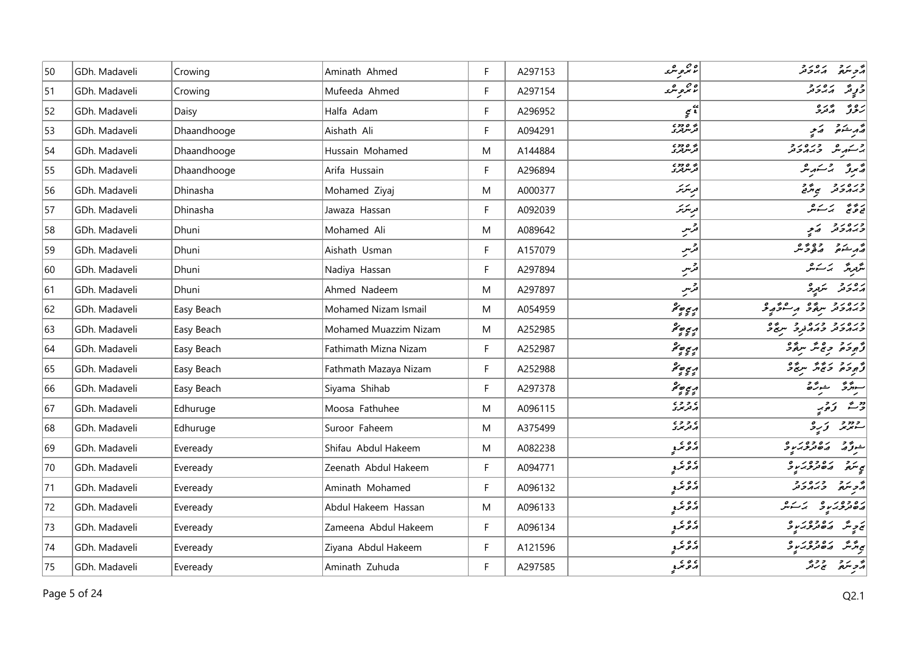| 50 | GDh. Madaveli | Crowing | Aminath Ahmed | F | A297153 | ކްރޯވިންގ | އާމިނަތު އަޙްމަދު |
|---|---|---|---|---|---|---|---|
| 51 | GDh. Madaveli | Crowing | Mufeeda Ahmed | F | A297154 | ކްރޯވިންގ | މުފީދާ އަޙްމަދު |
| 52 | GDh. Madaveli | Daisy | Halfa Adam | F | A296952 | ޑޭޒީ | ހަލްފާ އާދަމް |
| 53 | GDh. Madaveli | Dhaandhooge | Aishath Ali | F | A094291 | ދާންދޫގެ | އައިޝަތު ޢަލީ |
| 54 | GDh. Madaveli | Dhaandhooge | Hussain Mohamed | M | A144884 | ދާންދޫގެ | ޙުސައިން މުޙައްމަދު |
| 55 | GDh. Madaveli | Dhaandhooge | Arifa Hussain | F | A296894 | ދާންދޫގެ | ޢާރިފާ ޙުސައިން |
| 56 | GDh. Madaveli | Dhinasha | Mohamed Ziyaj | M | A000377 | ދިނަޝަ | މުޙައްމަދު ޒިޔާޖު |
| 57 | GDh. Madaveli | Dhinasha | Jawaza Hassan | F | A092039 | ދިނަޝަ | ޖަވާޒާ ޙަސަން |
| 58 | GDh. Madaveli | Dhuni | Mohamed Ali | M | A089642 | ދުނި | މުޙައްމަދު ޢަލީ |
| 59 | GDh. Madaveli | Dhuni | Aishath Usman | F | A157079 | ދުނި | އައިޝަތު ޢުثްމާން |
| 60 | GDh. Madaveli | Dhuni | Nadiya Hassan | F | A297894 | ދުނި | ނާދިޔާ ޙަސަން |
| 61 | GDh. Madaveli | Dhuni | Ahmed Nadeem | M | A297897 | ދުނި | އަޙްމަދު ނަދީމް |
| 62 | GDh. Madaveli | Easy Beach | Mohamed Nizam Ismail | M | A054959 | އީޒީބީޗް | މުޙައްމަދު ނިޒާމް އިސްމާޢީލް |
| 63 | GDh. Madaveli | Easy Beach | Mohamed Muazzim Nizam | M | A252985 | އީޒީބީޗް | މުޙައްމަދު މުޢައްޒިމު ނިޒާމް |
| 64 | GDh. Madaveli | Easy Beach | Fathimath Mizna Nizam | F | A252987 | އީޒީބީޗް | ފާތިމަތު މިޒްނާ ނިޒާމް |
| 65 | GDh. Madaveli | Easy Beach | Fathmath Mazaya Nizam | F | A252988 | އީޒީބީޗް | ފާތިމަތު މަޒާޔާ ނިޒާމް |
| 66 | GDh. Madaveli | Easy Beach | Siyama Shihab | F | A297378 | އީޒީބީޗް | ސިޔާމާ ޝިހާބު |
| 67 | GDh. Madaveli | Edhuruge | Moosa Fathuhee | M | A096115 | އެދުރުގެ | މޫސާ ފަތުހީ |
| 68 | GDh. Madaveli | Edhuruge | Suroor Faheem | M | A375499 | އެދުރުގެ | ސުރޫރު ފަހީމް |
| 69 | GDh. Madaveli | Eveready | Shifau Abdul Hakeem | M | A082238 | އެވަރެޑީ | ޝިފާއު އަބްދުލްޙަކީމް |
| 70 | GDh. Madaveli | Eveready | Zeenath Abdul Hakeem | F | A094771 | އެވަރެޑީ | ޒީނަތު އަބްދުލްޙަކީމް |
| 71 | GDh. Madaveli | Eveready | Aminath Mohamed | F | A096132 | އެވަރެޑީ | އާމިނަތު މުޙައްމަދު |
| 72 | GDh. Madaveli | Eveready | Abdul Hakeem Hassan | M | A096133 | އެވަރެޑީ | އަބްދުލްޙަކީމް ޙަސަން |
| 73 | GDh. Madaveli | Eveready | Zameena Abdul Hakeem | F | A096134 | އެވަރެޑީ | ޒަމީނާ އަބްދުލްޙަކީމް |
| 74 | GDh. Madaveli | Eveready | Ziyana Abdul Hakeem | F | A121596 | އެވަރެޑީ | ޒިޔާނާ އަބްދުލްޙަކީމް |
| 75 | GDh. Madaveli | Eveready | Aminath Zuhuda | F | A297585 | އެވަރެޑީ | އާމިނަތު ޒުހުދާ |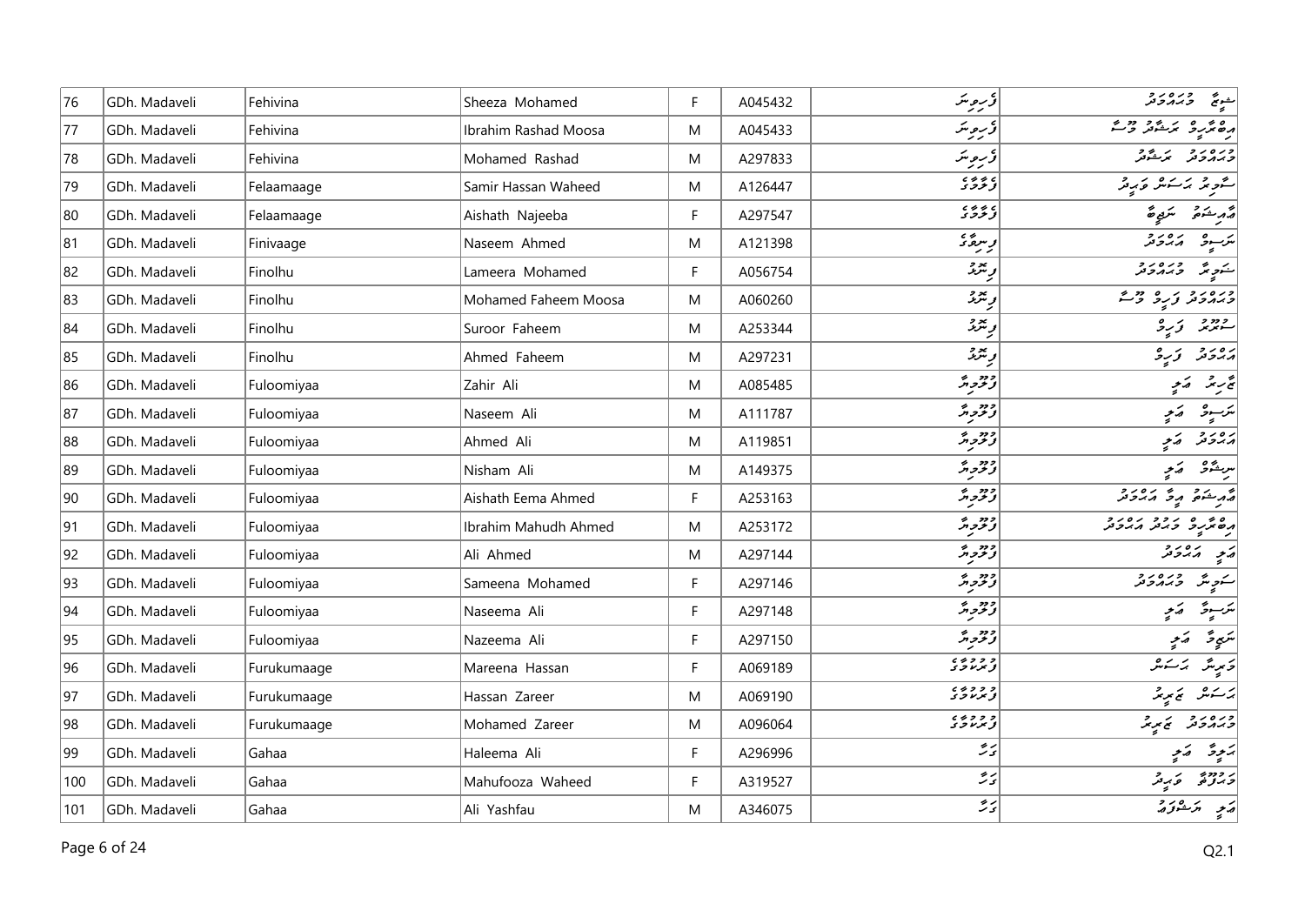| 76 | GDh. Madaveli | Fehivina | Sheeza Mohamed | F | A045432 | ފެހިވިނަ | ޝީޒާ މުހައްމަދު |
|---|---|---|---|---|---|---|---|
| 77 | GDh. Madaveli | Fehivina | Ibrahim Rashad Moosa | M | A045433 | ފެހިވިނަ | އިބްރާހިމް ރަޝާދު މޫސާ |
| 78 | GDh. Madaveli | Fehivina | Mohamed Rashad | M | A297833 | ފެހިވިނަ | މުހައްމަދު ރަޝާދު |
| 79 | GDh. Madaveli | Felaamaage | Samir Hassan Waheed | M | A126447 | ފެލާމާގެ | ސާމިރު ހަސަން ވަހީދު |
| 80 | GDh. Madaveli | Felaamaage | Aishath Najeeba | F | A297547 | ފެލާމާގެ | އާއިޝަތު ނަޖީބާ |
| 81 | GDh. Madaveli | Finivaage | Naseem Ahmed | M | A121398 | ފިނިވާގެ | ނަސީމް އަހްމަދު |
| 82 | GDh. Madaveli | Finolhu | Lameera Mohamed | F | A056754 | ފިނޮޅު | ލަމީރާ މުހައްމަދު |
| 83 | GDh. Madaveli | Finolhu | Mohamed Faheem Moosa | M | A060260 | ފިނޮޅު | މުހައްމަދު ފަހީމް މޫސާ |
| 84 | GDh. Madaveli | Finolhu | Suroor Faheem | M | A253344 | ފިނޮޅު | ސުރޫރު ފަހީމް |
| 85 | GDh. Madaveli | Finolhu | Ahmed Faheem | M | A297231 | ފިނޮޅު | އަހްމަދު ފަހީމް |
| 86 | GDh. Madaveli | Fuloomiyaa | Zahir Ali | M | A085485 | ފުލޫމިޔާ | ޒާހިރު އަލި |
| 87 | GDh. Madaveli | Fuloomiyaa | Naseem Ali | M | A111787 | ފުލޫމިޔާ | ނަސީމް އަލި |
| 88 | GDh. Madaveli | Fuloomiyaa | Ahmed Ali | M | A119851 | ފުލޫމިޔާ | އަހްމަދު އަލި |
| 89 | GDh. Madaveli | Fuloomiyaa | Nisham Ali | M | A149375 | ފުލޫމިޔާ | ނިޝާމް އަލި |
| 90 | GDh. Madaveli | Fuloomiyaa | Aishath Eema Ahmed | F | A253163 | ފުލޫމިޔާ | އާއިޝަތު އީމާ އަހްމަދު |
| 91 | GDh. Madaveli | Fuloomiyaa | Ibrahim Mahudh Ahmed | M | A253172 | ފުލޫމިޔާ | އިބްރާހިމް މަހުދު އަހްމަދު |
| 92 | GDh. Madaveli | Fuloomiyaa | Ali Ahmed | M | A297144 | ފުލޫމިޔާ | އަލި އަހްމަދު |
| 93 | GDh. Madaveli | Fuloomiyaa | Sameena Mohamed | F | A297146 | ފުލޫމިޔާ | ސަމީނާ މުހައްމަދު |
| 94 | GDh. Madaveli | Fuloomiyaa | Naseema Ali | F | A297148 | ފުލޫމިޔާ | ނަސީމާ އަލި |
| 95 | GDh. Madaveli | Fuloomiyaa | Nazeema Ali | F | A297150 | ފުލޫމިޔާ | ނަޒީމާ އަލި |
| 96 | GDh. Madaveli | Furukumaage | Mareena Hassan | F | A069189 | ފުރުކުމާގެ | މަރީނާ ހަސަން |
| 97 | GDh. Madaveli | Furukumaage | Hassan Zareer | M | A069190 | ފުރުކުމާގެ | ހަސަން ޒަރީރު |
| 98 | GDh. Madaveli | Furukumaage | Mohamed Zareer | M | A096064 | ފުރުކުމާގެ | މުހައްމަދު ޒަރީރު |
| 99 | GDh. Madaveli | Gahaa | Haleema Ali | F | A296996 | ގަހާ | ހަލީމާ އަލި |
| 100 | GDh. Madaveli | Gahaa | Mahufooza Waheed | F | A319527 | ގަހާ | މަހުފޫޒާ ވަހީދު |
| 101 | GDh. Madaveli | Gahaa | Ali Yashfau | M | A346075 | ގަހާ | އަލި ޔަޝްފައު |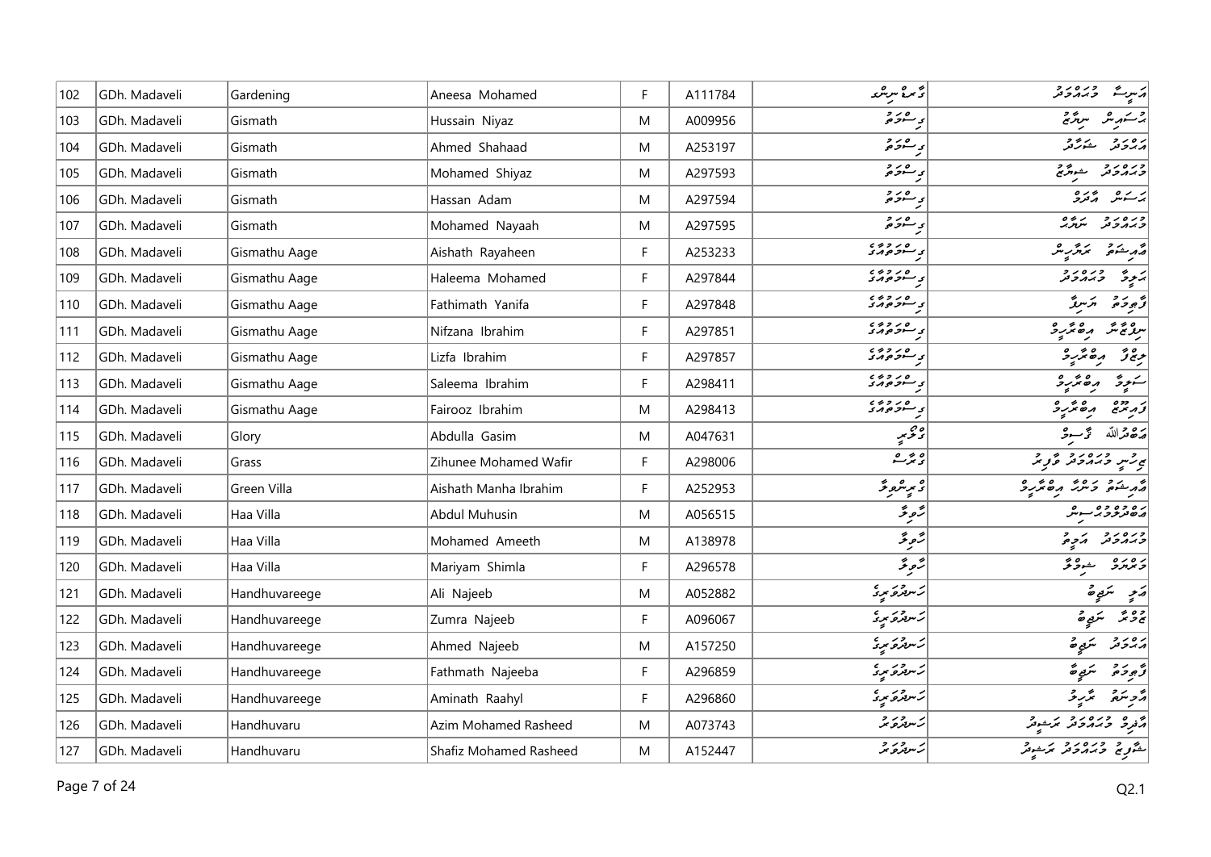| 102 | GDh. Madaveli | Gardening | Aneesa Mohamed | F | A111784 | ގާޑްނިންގ | އަނީސާ މުޙައްމަދު |
|---|---|---|---|---|---|---|---|
| 103 | GDh. Madaveli | Gismath | Hussain Niyaz | M | A009956 | ގިސްމަތު | ޙުސައިން ނިޔާޒު |
| 104 | GDh. Madaveli | Gismath | Ahmed Shahaad | M | A253197 | ގިސްމަތު | އަޙްމަދު ޝަހާދު |
| 105 | GDh. Madaveli | Gismath | Mohamed Shiyaz | M | A297593 | ގިސްމަތު | މުޙައްމަދު ޝިޔާޒު |
| 106 | GDh. Madaveli | Gismath | Hassan Adam | M | A297594 | ގިސްމަތު | ޙަސަން އާދަމް |
| 107 | GDh. Madaveli | Gismath | Mohamed Nayaah | M | A297595 | ގިސްމަތު | މުޙައްމަދު ނަޔާހު |
| 108 | GDh. Madaveli | Gismathu Aage | Aishath Rayaheen | F | A253233 | ގިސްމަތުއާގެ | އާއިޝަތު ރަޔާހީން |
| 109 | GDh. Madaveli | Gismathu Aage | Haleema Mohamed | F | A297844 | ގިސްމަތުއާގެ | ހަލީމާ މުޙައްމަދު |
| 110 | GDh. Madaveli | Gismathu Aage | Fathimath Yanifa | F | A297848 | ގިސްމަތުއާގެ | ފާތިމަތު ޔަނިފާ |
| 111 | GDh. Madaveli | Gismathu Aage | Nifzana Ibrahim | F | A297851 | ގިސްމަތުއާގެ | ނިފްޒާނާ އިބްރާހިމް |
| 112 | GDh. Madaveli | Gismathu Aage | Lizfa Ibrahim | F | A297857 | ގިސްމަތުއާގެ | ލިޒްފާ އިބްރާހިމް |
| 113 | GDh. Madaveli | Gismathu Aage | Saleema Ibrahim | F | A298411 | ގިސްމަތުއާގެ | ސަލީމާ އިބްރާހިމް |
| 114 | GDh. Madaveli | Gismathu Aage | Fairooz Ibrahim | M | A298413 | ގިސްމަތުއާގެ | ފައިރޫޒު އިބްރާހިމް |
| 115 | GDh. Madaveli | Glory | Abdulla Gasim | M | A047631 | ގްލޯރީ | އަބްދުﷲ ޤާސިމް |
| 116 | GDh. Madaveli | Grass | Zihunee Mohamed Wafir | F | A298006 | ގްރާސް | ޒިހުނީ މުޙައްމަދު ވާފިރު |
| 117 | GDh. Madaveli | Green Villa | Aishath Manha Ibrahim | F | A252953 | ގްރީންވިލާ | އާއިޝަތު މަންހާ އިބްރާހިމް |
| 118 | GDh. Madaveli | Haa Villa | Abdul Muhusin | M | A056515 | ހާވިލާ | އަބްދުލްމުހުސިން |
| 119 | GDh. Madaveli | Haa Villa | Mohamed Ameeth | M | A138978 | ހާވިލާ | މުޙައްމަދު އަމީތު |
| 120 | GDh. Madaveli | Haa Villa | Mariyam Shimla | F | A296578 | ހާވިލާ | މަރިޔަމް ޝިމްލާ |
| 121 | GDh. Madaveli | Handhuvareege | Ali Najeeb | M | A052882 | ހަނދުވަރީގެ | އަލި ނަޖީބު |
| 122 | GDh. Madaveli | Handhuvareege | Zumra Najeeb | F | A096067 | ހަނދުވަރީގެ | ޒުމްރާ ނަޖީބު |
| 123 | GDh. Madaveli | Handhuvareege | Ahmed Najeeb | M | A157250 | ހަނދުވަރީގެ | އަޙްމަދު ނަޖީބު |
| 124 | GDh. Madaveli | Handhuvareege | Fathmath Najeeba | F | A296859 | ހަނދުވަރީގެ | ފާތިމަތު ނަޖީބާ |
| 125 | GDh. Madaveli | Handhuvareege | Aminath Raahyl | F | A296860 | ހަނދުވަރީގެ | އާމިނަތު ރާހިލް |
| 126 | GDh. Madaveli | Handhuvaru | Azim Mohamed Rasheed | M | A073743 | ހަނދުވަރު | އާޒިމް މުޙައްމަދު ރަޝީދު |
| 127 | GDh. Madaveli | Handhuvaru | Shafiz Mohamed Rasheed | M | A152447 | ހަނދުވަރު | ޝާފިޒް މުޙައްމަދު ރަޝީދު |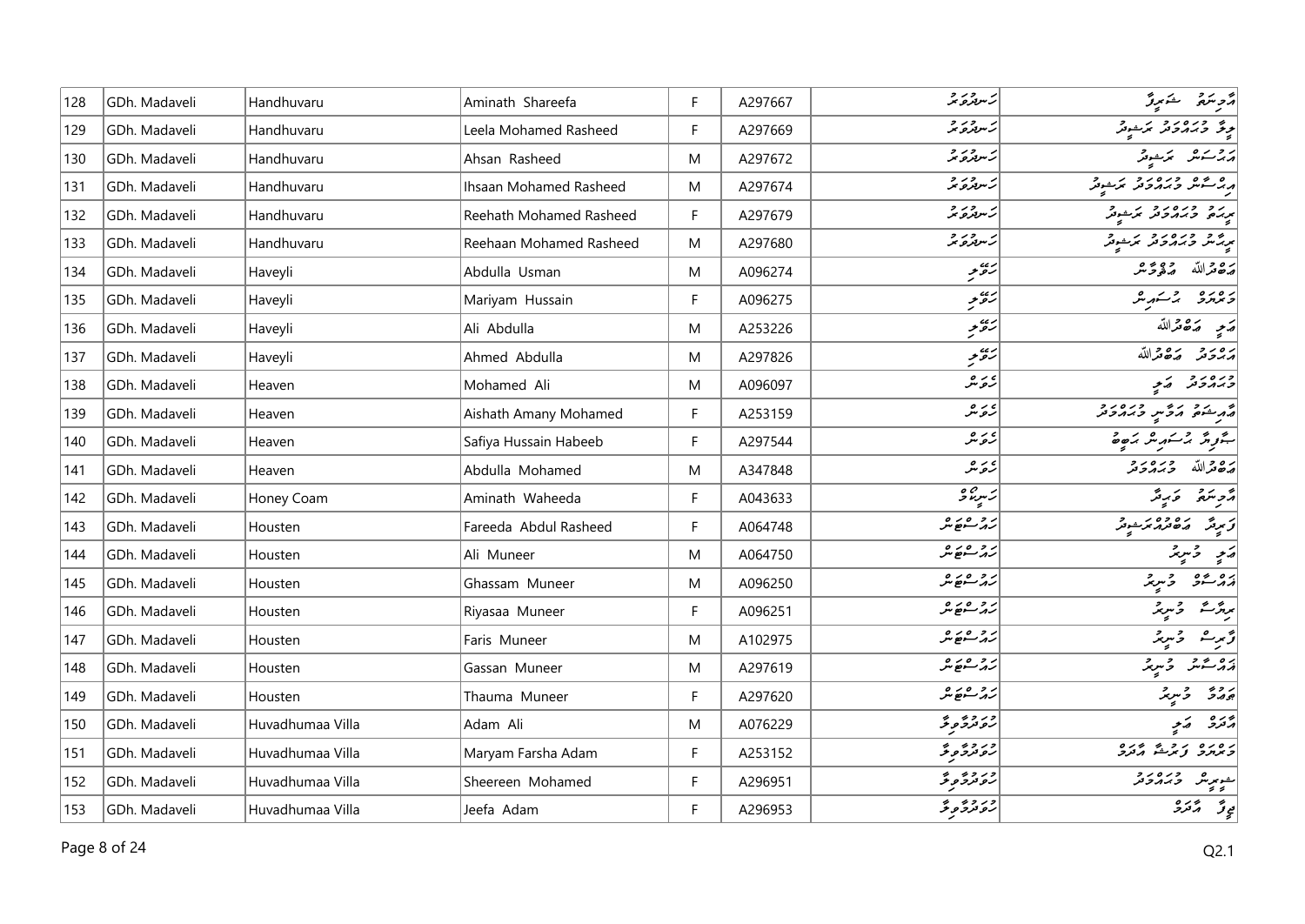| 128 | GDh. Madaveli | Handhuvaru | Aminath Shareefa | F | A297667 | ހަނދުވަރު | އާމިނަތު ޝަރީފާ |
|---|---|---|---|---|---|---|---|
| 129 | GDh. Madaveli | Handhuvaru | Leela Mohamed Rasheed | F | A297669 | ހަނދުވަރު | ލީލާ މުޙައްމަދު ރަޝީދު |
| 130 | GDh. Madaveli | Handhuvaru | Ahsan Rasheed | M | A297672 | ހަނދުވަރު | އަޙްސަން ރަޝީދު |
| 131 | GDh. Madaveli | Handhuvaru | Ihsaan Mohamed Rasheed | M | A297674 | ހަނދުވަރު | އިޙްސާން މުޙައްމަދު ރަޝީދު |
| 132 | GDh. Madaveli | Handhuvaru | Reehath Mohamed Rasheed | F | A297679 | ހަނދުވަރު | ރީހަތު މުޙައްމަދު ރަޝީދު |
| 133 | GDh. Madaveli | Handhuvaru | Reehaan Mohamed Rasheed | M | A297680 | ހަނދުވަރު | ރީހާން މުޙައްމަދު ރަޝީދު |
| 134 | GDh. Madaveli | Haveyli | Abdulla Usman | M | A096274 | ހަވޭލި | އަބްދުﷲ އުސްމާން |
| 135 | GDh. Madaveli | Haveyli | Mariyam Hussain | F | A096275 | ހަވޭލި | މަރިޔަމް ހުސައިން |
| 136 | GDh. Madaveli | Haveyli | Ali Abdulla | M | A253226 | ހަވޭލި | އަލި އަބްދުﷲ |
| 137 | GDh. Madaveli | Haveyli | Ahmed Abdulla | M | A297826 | ހަވޭލި | އަޙްމަދު އަބްދުﷲ |
| 138 | GDh. Madaveli | Heaven | Mohamed Ali | M | A096097 | ހެވަން | މުޙައްމަދު އަލި |
| 139 | GDh. Madaveli | Heaven | Aishath Amany Mohamed | F | A253159 | ހެވަން | އާއިޝަތު އަމާނީ މުޙައްމަދު |
| 140 | GDh. Madaveli | Heaven | Safiya Hussain Habeeb | F | A297544 | ހެވަން | ސާފިޔާ ހުސައިން ހަބީބު |
| 141 | GDh. Madaveli | Heaven | Abdulla Mohamed | M | A347848 | ހެވަން | އަބްދުﷲ މުޙައްމަދު |
| 142 | GDh. Madaveli | Honey Coam | Aminath Waheeda | F | A043633 | ހަނީކޯމް | އާމިނަތު ވަހީދާ |
| 143 | GDh. Madaveli | Housten | Fareeda Abdul Rasheed | F | A064748 | ހައުސްޓެން | ފަރީދާ އަބްދުލްރަޝީދު |
| 144 | GDh. Madaveli | Housten | Ali Muneer | M | A064750 | ހައުސްޓެން | އަލި މުނީރު |
| 145 | GDh. Madaveli | Housten | Ghassam Muneer | M | A096250 | ހައުސްޓެން | ޣައްސާމް މުނީރު |
| 146 | GDh. Madaveli | Housten | Riyasaa Muneer | F | A096251 | ހައުސްޓެން | ރިޔާސާ މުނީރު |
| 147 | GDh. Madaveli | Housten | Faris Muneer | M | A102975 | ހައުސްޓެން | ފާރިސް މުނީރު |
| 148 | GDh. Madaveli | Housten | Gassan Muneer | M | A297619 | ހައުސްޓެން | ޣައްސާން މުނީރު |
| 149 | GDh. Madaveli | Housten | Thauma Muneer | F | A297620 | ހައުސްޓެން | ތައުމާ މުނީރު |
| 150 | GDh. Madaveli | Huvadhumaa Villa | Adam Ali | M | A076229 | ހުވަދުމާވިލާ | އާދަމް އަލި |
| 151 | GDh. Madaveli | Huvadhumaa Villa | Maryam Farsha Adam | F | A253152 | ހުވަދުމާވިލާ | މަރިޔަމް ފަރުޝާ އާދަމް |
| 152 | GDh. Madaveli | Huvadhumaa Villa | Sheereen Mohamed | F | A296951 | ހުވަދުމާވިލާ | ޝީރީން މުޙައްމަދު |
| 153 | GDh. Madaveli | Huvadhumaa Villa | Jeefa Adam | F | A296953 | ހުވަދުމާވިލާ | ޖީފާ އާދަމް |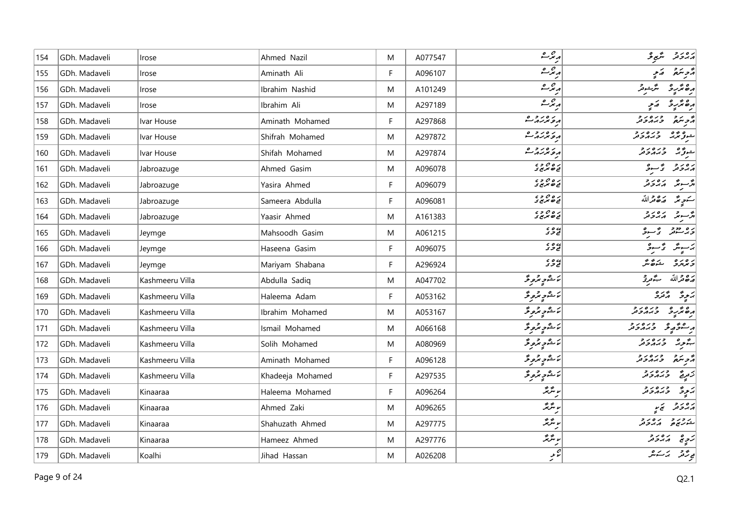| 154 | GDh. Madaveli | Irose | Ahmed Nazil | M | A077547 | ރައިރޯސް | އަޙްމަދު ނާޒިލް |
|---|---|---|---|---|---|---|---|
| 155 | GDh. Madaveli | Irose | Aminath Ali | F | A096107 | ރައިރޯސް | އާމިނަތު ޢަލީ |
| 156 | GDh. Madaveli | Irose | Ibrahim Nashid | M | A101249 | ރައިރޯސް | އިބްރާހީމް ނާޝިދު |
| 157 | GDh. Madaveli | Irose | Ibrahim Ali | M | A297189 | ރައިރޯސް | އިބްރާހީމް ޢަލީ |
| 158 | GDh. Madaveli | Ivar House | Aminath Mohamed | F | A297868 | އިވަރހައުސް | އާމިނަތު މުޙައްމަދު |
| 159 | GDh. Madaveli | Ivar House | Shifrah Mohamed | M | A297872 | އިވަރހައުސް | ޝިފްރާހް މުޙައްމަދު |
| 160 | GDh. Madaveli | Ivar House | Shifah Mohamed | M | A297874 | އިވަރހައުސް | ޝިފާހް މުޙައްމަދު |
| 161 | GDh. Madaveli | Jabroazuge | Ahmed Gasim | M | A096078 | ޖަބްރޯޒުގެ | އަޙްމަދު ޤާސިމް |
| 162 | GDh. Madaveli | Jabroazuge | Yasira Ahmed | F | A096079 | ޖަބްރޯޒުގެ | ޔާސިރާ އަޙްމަދު |
| 163 | GDh. Madaveli | Jabroazuge | Sameera Abdulla | F | A096081 | ޖަބްރޯޒުގެ | ސަމީރާ ޢަބްދުﷲ |
| 164 | GDh. Madaveli | Jabroazuge | Yaasir Ahmed | M | A161383 | ޖަބްރޯޒުގެ | ޔާސިރު އަޙްމަދު |
| 165 | GDh. Madaveli | Jeymge | Mahsoodh Gasim | M | A061215 | ޖޭމްގެ | މަޙްސޫދު ޤާސިމް |
| 166 | GDh. Madaveli | Jeymge | Haseena Gasim | F | A096075 | ޖޭމްގެ | ހަސީނާ ޤާސިމް |
| 167 | GDh. Madaveli | Jeymge | Mariyam Shabana | F | A296924 | ޖޭމްގެ | މަރިޔަމް ޝަބާނާ |
| 168 | GDh. Madaveli | Kashmeeru Villa | Abdulla Sadiq | M | A047702 | ކަޝްމީރުވިލާ | ޢަބްދުﷲ ޞާދިޤު |
| 169 | GDh. Madaveli | Kashmeeru Villa | Haleema Adam | F | A053162 | ކަޝްމީރުވިލާ | ހަލީމާ އާދަމް |
| 170 | GDh. Madaveli | Kashmeeru Villa | Ibrahim Mohamed | M | A053167 | ކަޝްމީރުވިލާ | އިބްރާހީމް މުޙައްމަދު |
| 171 | GDh. Madaveli | Kashmeeru Villa | Ismail Mohamed | M | A066168 | ކަޝްމީރުވިލާ | އިސްމާޢީލް މުޙައްމަދު |
| 172 | GDh. Madaveli | Kashmeeru Villa | Solih Mohamed | M | A080969 | ކަޝްމީރުވިލާ | ޞާލިޙް މުޙައްމަދު |
| 173 | GDh. Madaveli | Kashmeeru Villa | Aminath Mohamed | F | A096128 | ކަޝްމީރުވިލާ | އާމިނަތު މުޙައްމަދު |
| 174 | GDh. Madaveli | Kashmeeru Villa | Khadeeja Mohamed | F | A297535 | ކަޝްމީރުވިލާ | ޚަދީޖާ މުޙައްމަދު |
| 175 | GDh. Madaveli | Kinaaraa | Haleema Mohamed | F | A096264 | ކިނާރާ | ހަލީމާ މުޙައްމަދު |
| 176 | GDh. Madaveli | Kinaaraa | Ahmed Zaki | M | A096265 | ކިނާރާ | އަޙްމަދު ޒަކީ |
| 177 | GDh. Madaveli | Kinaaraa | Shahuzath Ahmed | M | A297775 | ކިނާރާ | ޝަހުޒަތު އަޙްމަދު |
| 178 | GDh. Madaveli | Kinaaraa | Hameez Ahmed | M | A297776 | ކިނާރާ | ހަމީޒް އަޙްމަދު |
| 179 | GDh. Madaveli | Koalhi | Jihad Hassan | M | A026208 | ކޯޅި | ޖިހާދު ހަސަން |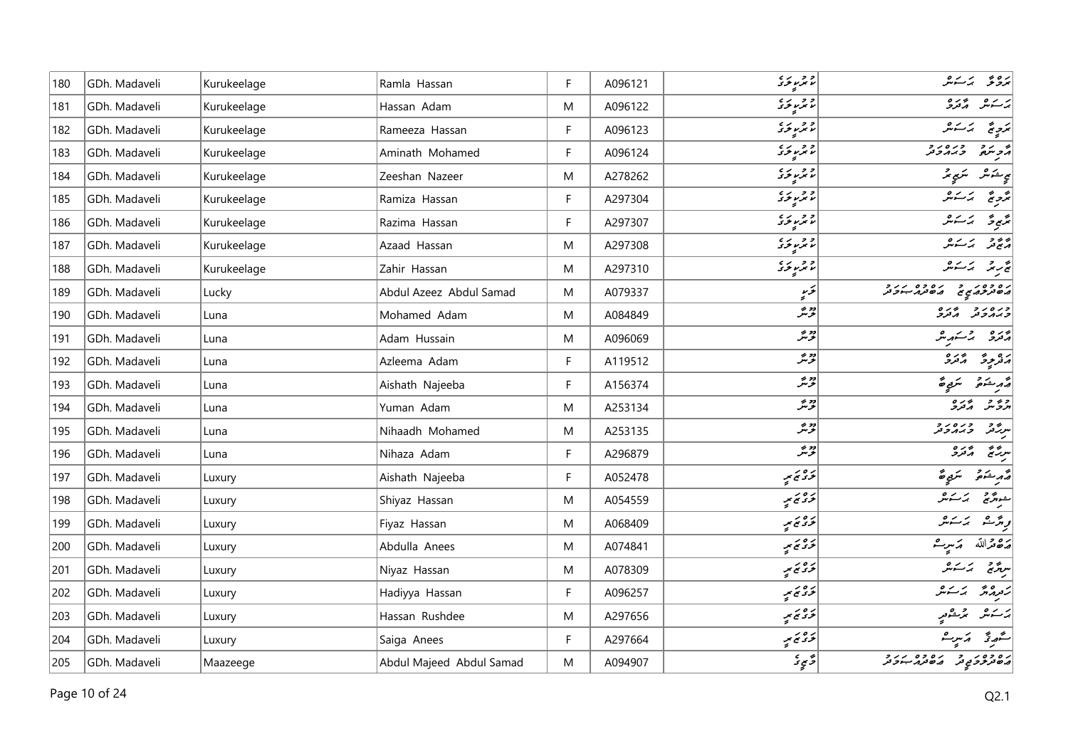| 180 | GDh. Madaveli | Kurukeelage | Ramla Hassan | F | A096121 | ކުރުކީލާގެ | ރަމްލާ ހަސަން |
|---|---|---|---|---|---|---|---|
| 181 | GDh. Madaveli | Kurukeelage | Hassan Adam | M | A096122 | ކުރުކީލާގެ | ހަސަން އާދަމް |
| 182 | GDh. Madaveli | Kurukeelage | Rameeza Hassan | F | A096123 | ކުރުކީލާގެ | ރަމީޒާ ހަސަން |
| 183 | GDh. Madaveli | Kurukeelage | Aminath Mohamed | F | A096124 | ކުރުކީލާގެ | އާމިނަތު މުހައްމަދު |
| 184 | GDh. Madaveli | Kurukeelage | Zeeshan Nazeer | M | A278262 | ކުރުކީލާގެ | ޒީޝާން ނަޒީރު |
| 185 | GDh. Madaveli | Kurukeelage | Ramiza Hassan | F | A297304 | ކުރުކީލާގެ | ރާމިޒާ ހަސަން |
| 186 | GDh. Madaveli | Kurukeelage | Razima Hassan | F | A297307 | ކުރުކީލާގެ | ރާޒިމާ ހަސަން |
| 187 | GDh. Madaveli | Kurukeelage | Azaad Hassan | M | A297308 | ކުރުކީލާގެ | އަޒާދު ހަސަން |
| 188 | GDh. Madaveli | Kurukeelage | Zahir Hassan | M | A297310 | ކުރުކީލާގެ | ޒާހިރު ހަސަން |
| 189 | GDh. Madaveli | Lucky | Abdul Azeez Abdul Samad | M | A079337 | ލަކީ | އަބްދުލްއަޒީޒު އަބްދުއްސަމަދު |
| 190 | GDh. Madaveli | Luna | Mohamed Adam | M | A084849 | ލޫނާ | މުހައްމަދު އާދަމް |
| 191 | GDh. Madaveli | Luna | Adam Hussain | M | A096069 | ލޫނާ | އާދަމް ހުސައިން |
| 192 | GDh. Madaveli | Luna | Azleema Adam | F | A119512 | ލޫނާ | އަޒްލީމާ އާދަމް |
| 193 | GDh. Madaveli | Luna | Aishath Najeeba | F | A156374 | ލޫނާ | އާއިޝަތު ނަޖީބާ |
| 194 | GDh. Madaveli | Luna | Yuman Adam | M | A253134 | ލޫނާ | ޔުމާން އާދަމް |
| 195 | GDh. Madaveli | Luna | Nihaadh Mohamed | M | A253135 | ލޫނާ | ނިހާދު މުހައްމަދު |
| 196 | GDh. Madaveli | Luna | Nihaza Adam | F | A296879 | ލޫނާ | ނިހާޒާ އާދަމް |
| 197 | GDh. Madaveli | Luxury | Aishath Najeeba | F | A052478 | ލަގްޒަރީ | އާއިޝަތު ނަޖީބާ |
| 198 | GDh. Madaveli | Luxury | Shiyaz Hassan | M | A054559 | ލަގްޒަރީ | ޝިޔާޒު ހަސަން |
| 199 | GDh. Madaveli | Luxury | Fiyaz Hassan | M | A068409 | ލަގްޒަރީ | ފިޔާޒް ހަސަން |
| 200 | GDh. Madaveli | Luxury | Abdulla Anees | M | A074841 | ލަގްޒަރީ | އަބްދުﷲ އަނީސް |
| 201 | GDh. Madaveli | Luxury | Niyaz Hassan | M | A078309 | ލަގްޒަރީ | ނިޔާޒު ހަސަން |
| 202 | GDh. Madaveli | Luxury | Hadiyya Hassan | F | A096257 | ލަގްޒަރީ | ހަދިއްޔާ ހަސަން |
| 203 | GDh. Madaveli | Luxury | Hassan Rushdee | M | A297656 | ލަގްޒަރީ | ހަސަން ރުޝްދީ |
| 204 | GDh. Madaveli | Luxury | Saiga Anees | F | A297664 | ލަގްޒަރީ | ސާއިގާ އަނީސް |
| 205 | GDh. Madaveli | Maazeege | Abdul Majeed Abdul Samad | M | A094907 | މާޒީގެ | އަބްދުލްމަޖީދު އަބްދުއްސަމަދު |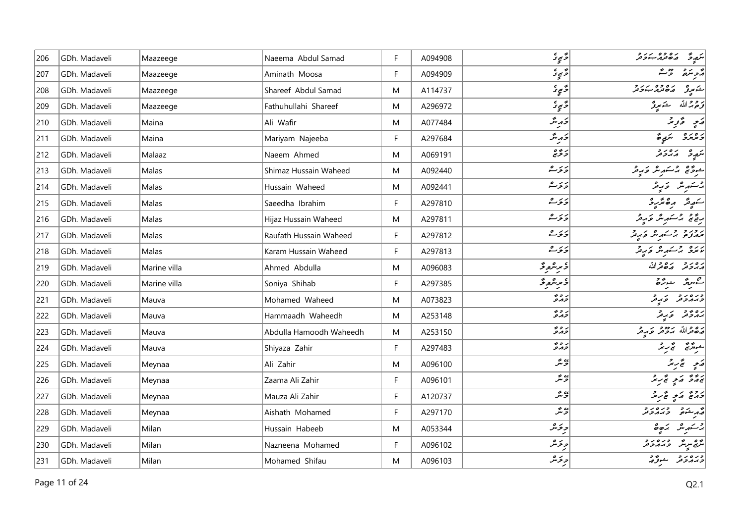| 206 | GDh. Madaveli | Maazeege | Naeema Abdul Samad | F | A094908 | ڱچيءِ | سَمِيرَ مَ صَحْرَهِ سَوَرْ |
|---|---|---|---|---|---|---|---|
| 207 | GDh. Madaveli | Maazeege | Aminath Moosa | F | A094909 | ڱچيءِ | مَّحِسَمَ حَرْسَّ |
| 208 | GDh. Madaveli | Maazeege | Shareef Abdul Samad | M | A114737 | ڱچيءِ | شَمِيرٌ مَ صَحْرَهِ سَوَرْ |
| 209 | GDh. Madaveli | Maazeege | Fathuhullahi Shareef | M | A296972 | ڱچيءِ | وَجُوْرُ اللّه شَمِيرٌ |
| 210 | GDh. Madaveli | Maina | Ali Wafir | M | A077484 | ڈَمِسَّر | مَعِ وَّوِ بِرْ |
| 211 | GDh. Madaveli | Maina | Mariyam Najeeba | F | A297684 | ڈَمِسَّر | وَ بَرْ بَرْ وَ سَرَجِ صَّ |
| 212 | GDh. Madaveli | Malaaz | Naeem Ahmed | M | A069191 | ڈَڈَّجْ | سَمِيرْ مَ بَرْ وَ ترْ |
| 213 | GDh. Madaveli | Malas | Shimaz Hussain Waheed | M | A092440 | ڈَڈَ سْ | شِرَدَّجْ بِرْ سَمَرِ شْ وَ بَرِ ترْ |
| 214 | GDh. Madaveli | Malas | Hussain Waheed | M | A092441 | ڈَڈَ سْ | بِرْ سَمَرِ شْ وَ بَرِ ترْ |
| 215 | GDh. Madaveli | Malas | Saeedha Ibrahim | F | A297810 | ڈَڈَ سْ | سَمِيرَّ مِ صَحْرِ وْ |
| 216 | GDh. Madaveli | Malas | Hijaz Hussain Waheed | M | A297811 | ڈَڈَ سْ | بِرَّجْ بِرْ سَمَرِ شْ وَ بَرِ ترْ |
| 217 | GDh. Madaveli | Malas | Raufath Hussain Waheed | F | A297812 | ڈَڈَ سْ | بَرَ دُرَ وَ بِرْ سَمَرِ شْ وَ بَرِ ترْ |
| 218 | GDh. Madaveli | Malas | Karam Hussain Waheed | F | A297813 | ڈَڈَ سْ | نَ بَرَ وْ بِرْ سَمَرِ شْ وَ بَرِ ترْ |
| 219 | GDh. Madaveli | Marine villa | Ahmed Abdulla | M | A096083 | ڈَ بِرِ سْرِ وِ ڈَّ | مَ بَرْ وَ ترْ مَ صَحْرُ اللّه |
| 220 | GDh. Madaveli | Marine villa | Soniya Shihab | F | A297385 | ڈَ بِرِ سْرِ وِ ڈَّ | سْتَسِرِ ڈَّ شْوِرْ ڈَّ صَّ |
| 221 | GDh. Madaveli | Mauva | Mohamed Waheed | M | A073823 | ڈَ مُرُ ڈَّ | وَ بَرْ وَ ترْ وَ بَرِ ترْ |
| 222 | GDh. Madaveli | Mauva | Hammaadh Waheedh | M | A253148 | ڈَ مُرُ ڈَّ | بَرْ وَ ڈَّ ترْ وَ بَرِ ترْ |
| 223 | GDh. Madaveli | Mauva | Abdulla Hamoodh Waheedh | M | A253150 | ڈَ مُرُ ڈَّ | مَ صَحْرُ اللّه بَرْ وَ ترْ وَ بَرِ ترْ |
| 224 | GDh. Madaveli | Mauva | Shiyaza Zahir | F | A297483 | ڈَ مُرُ ڈَّ | شْوِ بَرَّ جَّ جَّ رِ بَرْ |
| 225 | GDh. Madaveli | Meynaa | Ali Zahir | M | A096100 | ڈَ سَّر | مَعِ جَّ رِ بَرْ |
| 226 | GDh. Madaveli | Meynaa | Zaama Ali Zahir | F | A096101 | ڈَ سَّر | جَ مَدَّ مَعِ جَّ رِ بَرْ |
| 227 | GDh. Madaveli | Meynaa | Mauza Ali Zahir | F | A120737 | ڈَ سَّر | وَ مُرَّجْ مَعِ جَّ رِ بَرْ |
| 228 | GDh. Madaveli | Meynaa | Aishath Mohamed | F | A297170 | ڈَ سَّر | مَّرِ شَوَ وَ بَرْ وَ ترْ |
| 229 | GDh. Madaveli | Milan | Hussain Habeeb | M | A053344 | وِ ڈَ سْرْ | بِرْ سَمَرِ شْ بَرَ صِ صَّ |
| 230 | GDh. Madaveli | Milan | Nazneena Mohamed | F | A096102 | وِ ڈَ سْرْ | سَرَّجْ سِرِ سَّرْ وَ بَرْ وَ ترْ |
| 231 | GDh. Madaveli | Milan | Mohamed Shifau | M | A096103 | وِ ڈَ سْرْ | وَ بَرْ وَ ترْ شْوِرَّ مُ |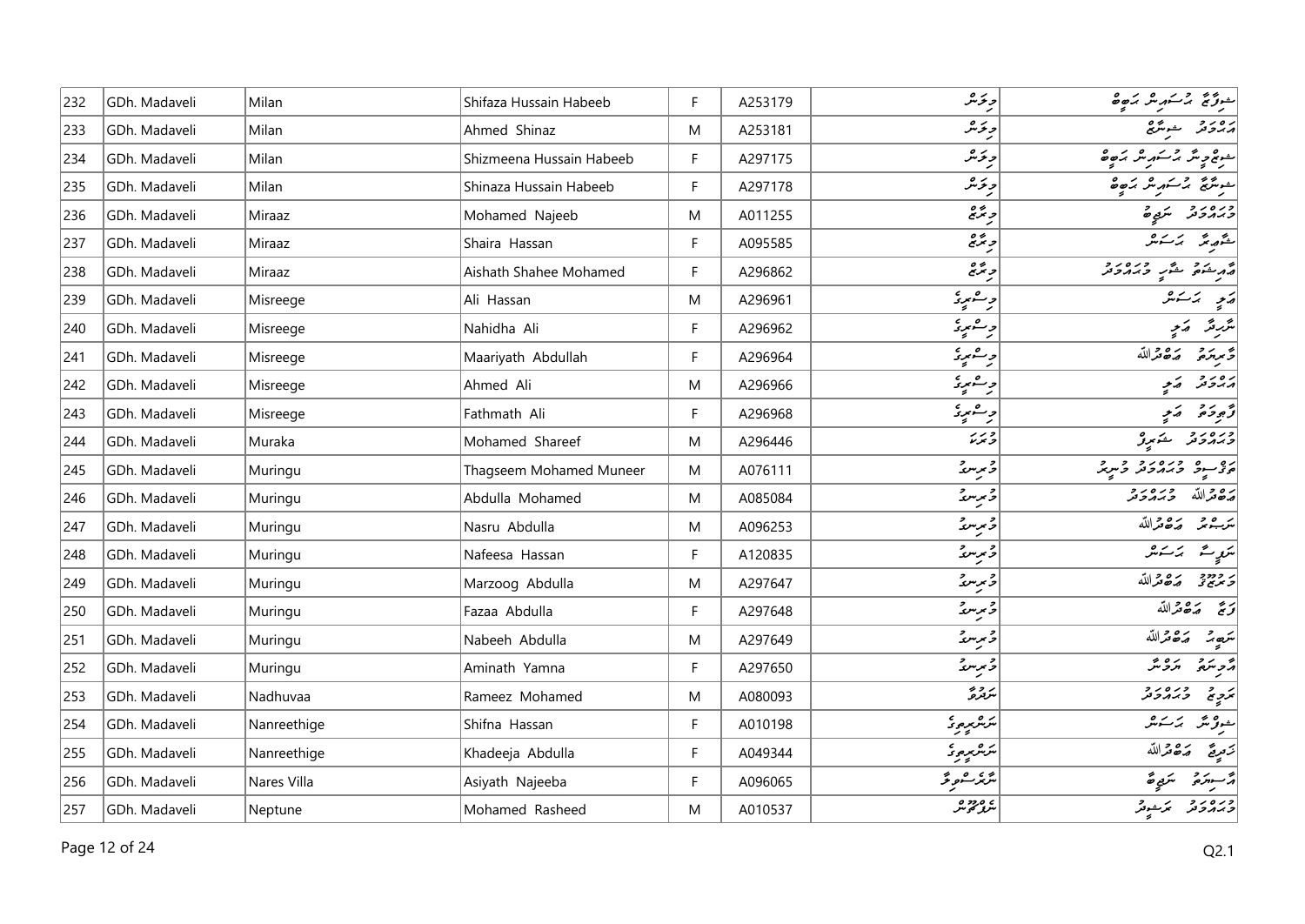| 232 | GDh. Madaveli | Milan | Shifaza Hussain Habeeb | F | A253179 | މިލަން | ޝިފާޒާ ހުސައިން ހަބީބު |
|---|---|---|---|---|---|---|---|
| 233 | GDh. Madaveli | Milan | Ahmed Shinaz | M | A253181 | މިލަން | އަޙްމަދު ޝިނާޒް |
| 234 | GDh. Madaveli | Milan | Shizmeena Hussain Habeeb | F | A297175 | މިލަން | ޝިޒްމީނާ ހުސައިން ހަބީބު |
| 235 | GDh. Madaveli | Milan | Shinaza Hussain Habeeb | F | A297178 | މިލަން | ޝިނާޒާ ހުސައިން ހަބީބު |
| 236 | GDh. Madaveli | Miraaz | Mohamed Najeeb | M | A011255 | މިރާޒް | މުޙައްމަދު ނަޖީބު |
| 237 | GDh. Madaveli | Miraaz | Shaira Hassan | F | A095585 | މިރާޒް | ޝާއިރާ ހަސަން |
| 238 | GDh. Madaveli | Miraaz | Aishath Shahee Mohamed | F | A296862 | މިރާޒް | އައިޝަތު ޝާހީ މުޙައްމަދު |
| 239 | GDh. Madaveli | Misreege | Ali Hassan | M | A296961 | މިސްރީގެ | އަލީ ހަސަން |
| 240 | GDh. Madaveli | Misreege | Nahidha Ali | F | A296962 | މިސްރީގެ | ނާހިދާ އަލީ |
| 241 | GDh. Madaveli | Misreege | Maariyath Abdullah | F | A296964 | މިސްރީގެ | މާރިޔަތު އަބްދުﷲ |
| 242 | GDh. Madaveli | Misreege | Ahmed Ali | M | A296966 | މިސްރީގެ | އަޙްމަދު އަލީ |
| 243 | GDh. Madaveli | Misreege | Fathmath Ali | F | A296968 | މިސްރީގެ | ފާތިމަތު އަލީ |
| 244 | GDh. Madaveli | Muraka | Mohamed Shareef | M | A296446 | މުރަކަ | މުޙައްމަދު ޝަރީފު |
| 245 | GDh. Madaveli | Muringu | Thagseem Mohamed Muneer | M | A076111 | މުރިނގު | ތަގުސީމު މުޙައްމަދު މުނީރު |
| 246 | GDh. Madaveli | Muringu | Abdulla Mohamed | M | A085084 | މުރިނގު | އަބްދުﷲ މުޙައްމަދު |
| 247 | GDh. Madaveli | Muringu | Nasru Abdulla | M | A096253 | މުރިނގު | ނަސްރު އަބްދުﷲ |
| 248 | GDh. Madaveli | Muringu | Nafeesa Hassan | F | A120835 | މުރިނގު | ނަފީސާ ހަސަން |
| 249 | GDh. Madaveli | Muringu | Marzoog Abdulla | M | A297647 | މުރިނގު | މަރުޒޫގު އަބްދުﷲ |
| 250 | GDh. Madaveli | Muringu | Fazaa Abdulla | F | A297648 | މުރިނގު | ފަޒާ އަބްދުﷲ |
| 251 | GDh. Madaveli | Muringu | Nabeeh Abdulla | M | A297649 | މުރިނގު | ނަބީހު އަބްދުﷲ |
| 252 | GDh. Madaveli | Muringu | Aminath Yamna | F | A297650 | މުރިނގު | އާމިނަތު ޔަމްނާ |
| 253 | GDh. Madaveli | Nadhuvaa | Rameez Mohamed | M | A080093 | ނަދުވާ | ރަމީޒު މުޙައްމަދު |
| 254 | GDh. Madaveli | Nanreethige | Shifna Hassan | F | A010198 | ނަންރީތިގެ | ޝިފްނާ ހަސަން |
| 255 | GDh. Madaveli | Nanreethige | Khadeeja Abdulla | F | A049344 | ނަންރީތިގެ | ޚަދީޖާ އަބްދުﷲ |
| 256 | GDh. Madaveli | Nares Villa | Asiyath Najeeba | F | A096065 | ނާރެސްވިލާ | އާސިޔަތު ނަޖީބާ |
| 257 | GDh. Madaveli | Neptune | Mohamed Rasheed | M | A010537 | ނެޕްޓިއުން | މުޙައްމަދު ރަޝީދު |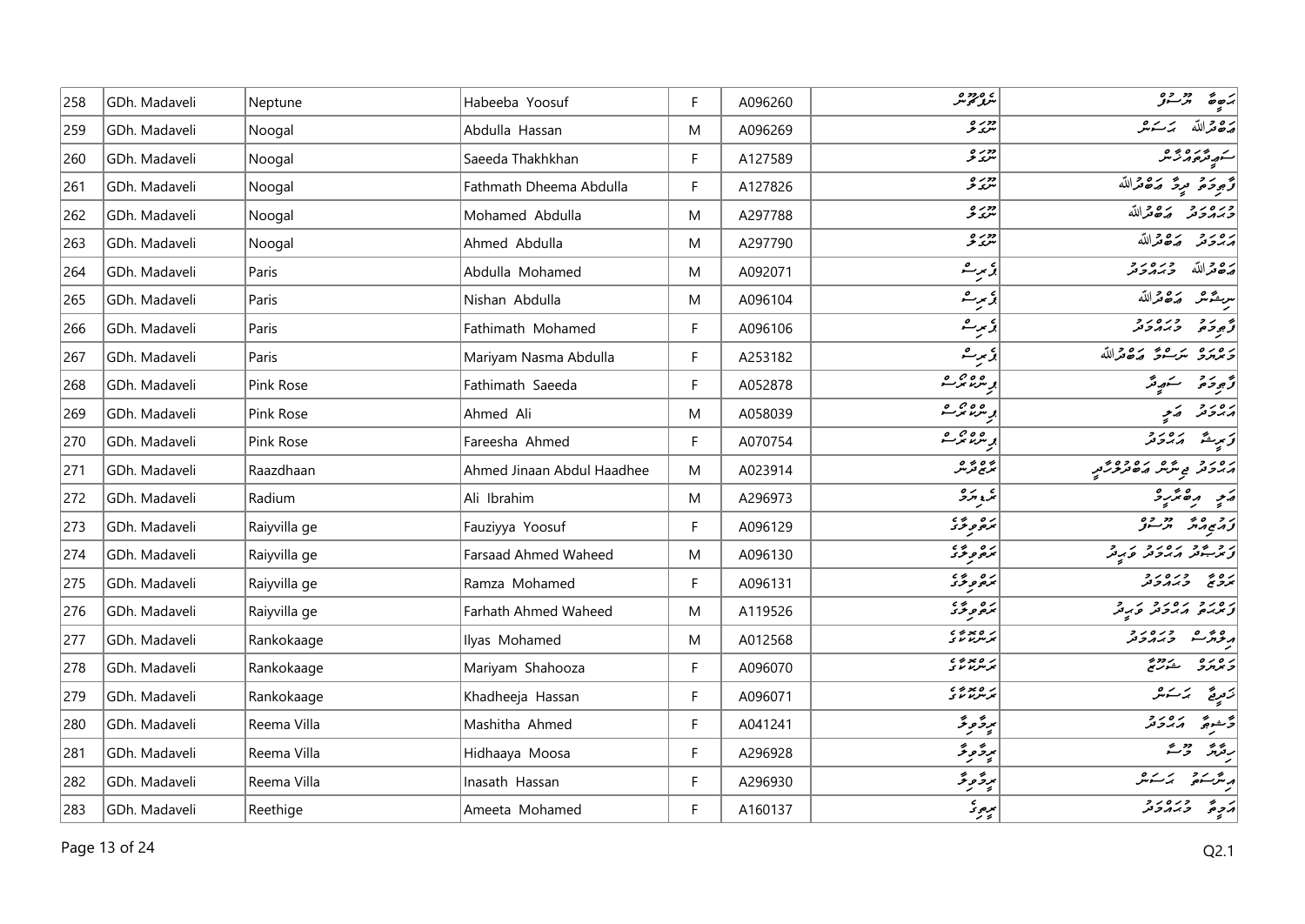| 258 | GDh. Madaveli | Neptune | Habeeba Yoosuf | F | A096260 | ނެޕްޓިއުން | ހަބީބާ ޔޫސުފް |
|---|---|---|---|---|---|---|---|
| 259 | GDh. Madaveli | Noogal | Abdulla Hassan | M | A096269 | ނޫގަލް | އަބްދުﷲ ހަސަން |
| 260 | GDh. Madaveli | Noogal | Saeeda Thakhkhan | F | A127589 | ނޫގަލް | ސައީދާ ތައްހާން |
| 261 | GDh. Madaveli | Noogal | Fathmath Dheema Abdulla | F | A127826 | ނޫގަލް | ފާތިމަތު ދީމާ އަބްދުﷲ |
| 262 | GDh. Madaveli | Noogal | Mohamed Abdulla | M | A297788 | ނޫގަލް | މުހައްމަދު އަބްދުﷲ |
| 263 | GDh. Madaveli | Noogal | Ahmed Abdulla | M | A297790 | ނޫގަލް | އަހްމަދު އަބްދުﷲ |
| 264 | GDh. Madaveli | Paris | Abdulla Mohamed | M | A092071 | ޕެރިސް | އަބްދުﷲ މުހައްމަދު |
| 265 | GDh. Madaveli | Paris | Nishan Abdulla | M | A096104 | ޕެރިސް | ނިޝާން އަބްދުﷲ |
| 266 | GDh. Madaveli | Paris | Fathimath Mohamed | F | A096106 | ޕެރިސް | ފާތިމަތު މުހައްމަދު |
| 267 | GDh. Madaveli | Paris | Mariyam Nasma Abdulla | F | A253182 | ޕެރިސް | މަރިޔަމް ނަސްމާ އަބްދުﷲ |
| 268 | GDh. Madaveli | Pink Rose | Fathimath Saeeda | F | A052878 | ޕިންކްރޯސް | ފާތިމަތު ސައީދާ |
| 269 | GDh. Madaveli | Pink Rose | Ahmed Ali | M | A058039 | ޕިންކްރޯސް | އަހްމަދު އަލި |
| 270 | GDh. Madaveli | Pink Rose | Fareesha Ahmed | F | A070754 | ޕިންކްރޯސް | ފަރީޝާ އަހްމަދު |
| 271 | GDh. Madaveli | Raazdhaan | Ahmed Jinaan Abdul Haadhee | M | A023914 | ރާޒްދާން | އަހްމަދު ޖިނާން އަބްދުލްހާދީ |
| 272 | GDh. Madaveli | Radium | Ali Ibrahim | M | A296973 | ރޭޑިއަމް | އަލި އިބްރާހީމް |
| 273 | GDh. Madaveli | Raiyvilla ge | Fauziyya Yoosuf | F | A096129 | ރައްވިލާގެ | ފައުޒިއްޔާ ޔޫސުފް |
| 274 | GDh. Madaveli | Raiyvilla ge | Farsaad Ahmed Waheed | M | A096130 | ރައްވިލާގެ | ފަރުސާދު އަހްމަދު ވަހީދު |
| 275 | GDh. Madaveli | Raiyvilla ge | Ramza Mohamed | F | A096131 | ރައްވިލާގެ | ރަމްޒާ މުހައްމަދު |
| 276 | GDh. Madaveli | Raiyvilla ge | Farhath Ahmed Waheed | M | A119526 | ރައްވިލާގެ | ފަރުހަތު އަހްމަދު ވަހީދު |
| 277 | GDh. Madaveli | Rankokaage | Ilyas Mohamed | M | A012568 | ރަންކޮކާގެ | އިލްޔާސް މުހައްމަދު |
| 278 | GDh. Madaveli | Rankokaage | Mariyam Shahooza | F | A096070 | ރަންކޮކާގެ | މަރިޔަމް ޝަހޫޒާ |
| 279 | GDh. Madaveli | Rankokaage | Khadheeja Hassan | F | A096071 | ރަންކޮކާގެ | ޚަދީޖާ ހަސަން |
| 280 | GDh. Madaveli | Reema Villa | Mashitha Ahmed | F | A041241 | ރީމާވިލާ | މާޝިތާ އަހްމަދު |
| 281 | GDh. Madaveli | Reema Villa | Hidhaaya Moosa | F | A296928 | ރީމާވިލާ | ހިދާޔާ މޫސާ |
| 282 | GDh. Madaveli | Reema Villa | Inasath Hassan | F | A296930 | ރީމާވިލާ | އިނާސަތު ހަސަން |
| 283 | GDh. Madaveli | Reethige | Ameeta Mohamed | F | A160137 | ރީތިގެ | އަމީތާ މުހައްމަދު |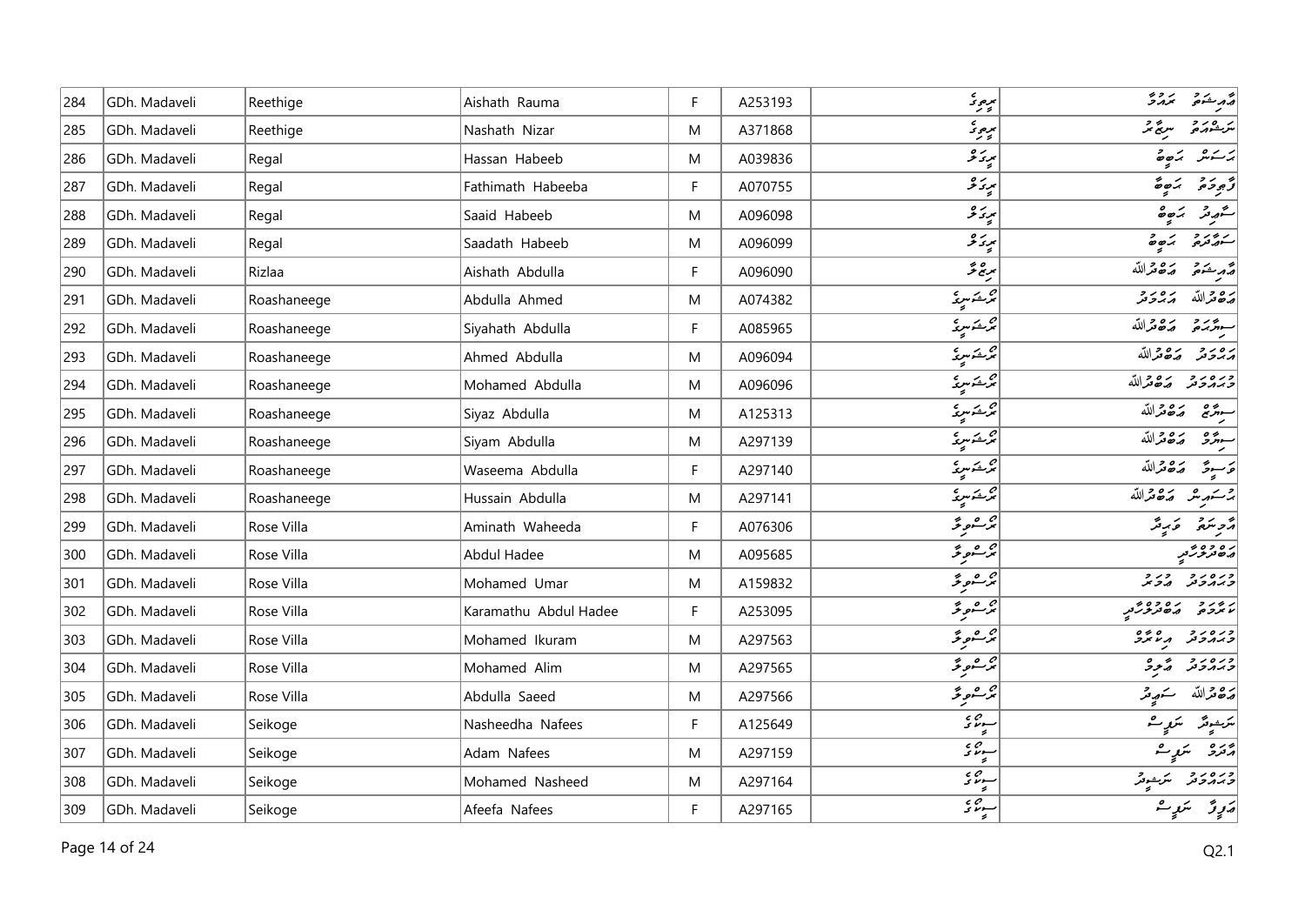| 284 | GDh. Madaveli | Reethige | Aishath Rauma | F | A253193 | ރީތިގެ | އާއިޝަތު ރައުމާ |
|---|---|---|---|---|---|---|---|
| 285 | GDh. Madaveli | Reethige | Nashath Nizar | M | A371868 | ރީތިގެ | ނަޝްއަތު ނިޒާރު |
| 286 | GDh. Madaveli | Regal | Hassan Habeeb | M | A039836 | ރީގަލް | ހަސަން ހަބީބު |
| 287 | GDh. Madaveli | Regal | Fathimath Habeeba | F | A070755 | ރީގަލް | ފާތިމަތު ހަބީބާ |
| 288 | GDh. Madaveli | Regal | Saaid Habeeb | M | A096098 | ރީގަލް | ސާއިދު ހަބީބު |
| 289 | GDh. Madaveli | Regal | Saadath Habeeb | M | A096099 | ރީގަލް | ސަޢާދަތު ހަބީބު |
| 290 | GDh. Madaveli | Rizlaa | Aishath Abdulla | F | A096090 | ރިޒްލާ | އާއިޝަތު އަބްދުﷲ |
| 291 | GDh. Madaveli | Roashaneege | Abdulla Ahmed | M | A074382 | ރޯޝަނީގެ | އަބްދުﷲ އަޙްމަދު |
| 292 | GDh. Madaveli | Roashaneege | Siyahath Abdulla | F | A085965 | ރޯޝަނީގެ | ސިޔާހަތު އަބްދުﷲ |
| 293 | GDh. Madaveli | Roashaneege | Ahmed Abdulla | M | A096094 | ރޯޝަނީގެ | އަޙްމަދު އަބްދުﷲ |
| 294 | GDh. Madaveli | Roashaneege | Mohamed Abdulla | M | A096096 | ރޯޝަނީގެ | މުޙައްމަދު އަބްދުﷲ |
| 295 | GDh. Madaveli | Roashaneege | Siyaz Abdulla | M | A125313 | ރޯޝަނީގެ | ސިޔާޒު އަބްދުﷲ |
| 296 | GDh. Madaveli | Roashaneege | Siyam Abdulla | M | A297139 | ރޯޝަނީގެ | ސިޔާމް އަބްދުﷲ |
| 297 | GDh. Madaveli | Roashaneege | Waseema Abdulla | F | A297140 | ރޯޝަނީގެ | ވަސީމާ އަބްދުﷲ |
| 298 | GDh. Madaveli | Roashaneege | Hussain Abdulla | M | A297141 | ރޯޝަނީގެ | ޙުސައިން އަބްދުﷲ |
| 299 | GDh. Madaveli | Rose Villa | Aminath Waheeda | F | A076306 | ރޯސްވިލާ | އާމިނަތު ވަހީދާ |
| 300 | GDh. Madaveli | Rose Villa | Abdul Hadee | M | A095685 | ރޯސްވިލާ | އަބްދުލްހާދީ |
| 301 | GDh. Madaveli | Rose Villa | Mohamed Umar | M | A159832 | ރޯސްވިލާ | މުޙައްމަދު ޢުމަރު |
| 302 | GDh. Madaveli | Rose Villa | Karamathu Abdul Hadee | F | A253095 | ރޯސްވިލާ | ކަރާމަތު އަބްދުލްހާދީ |
| 303 | GDh. Madaveli | Rose Villa | Mohamed Ikuram | M | A297563 | ރޯސްވިލާ | މުޙައްމަދު އިކުރާމް |
| 304 | GDh. Madaveli | Rose Villa | Mohamed Alim | M | A297565 | ރޯސްވިލާ | މުޙައްމަދު އާލިމް |
| 305 | GDh. Madaveli | Rose Villa | Abdulla Saeed | M | A297566 | ރޯސްވިލާ | އަބްދުﷲ ސަޢީދު |
| 306 | GDh. Madaveli | Seikoge | Nasheedha Nafees | F | A125649 | ސީކޯގެ | ނަޝީދާ ނަފީސް |
| 307 | GDh. Madaveli | Seikoge | Adam Nafees | M | A297159 | ސީކޯގެ | އާދަމް ނަފީސް |
| 308 | GDh. Madaveli | Seikoge | Mohamed Nasheed | M | A297164 | ސީކޯގެ | މުޙައްމަދު ނަޝީދު |
| 309 | GDh. Madaveli | Seikoge | Afeefa Nafees | F | A297165 | ސީކޯގެ | އަފީފާ ނަފީސް |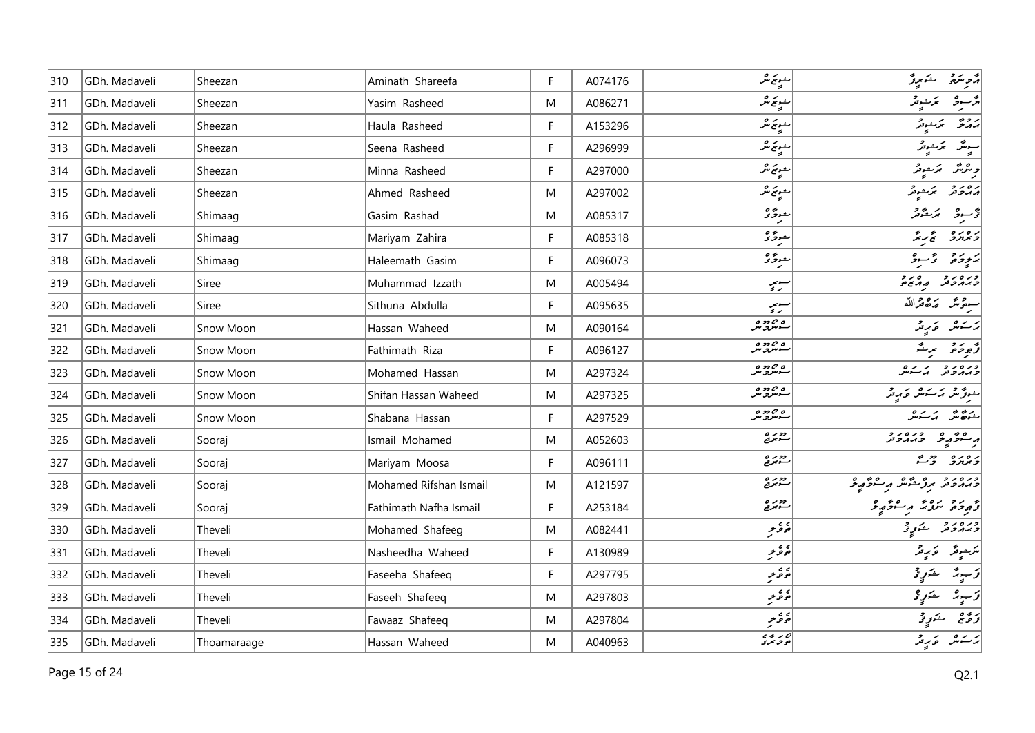| 310 | GDh. Madaveli | Sheezan | Aminath Shareefa | F | A074176 | ޝީޒަން | އާމިނަތު ޝަރީފާ |
|---|---|---|---|---|---|---|---|
| 311 | GDh. Madaveli | Sheezan | Yasim Rasheed | M | A086271 | ޝީޒަން | ޔާސިމް ރަޝީދު |
| 312 | GDh. Madaveli | Sheezan | Haula Rasheed | F | A153296 | ޝީޒަން | ހައުލާ ރަޝީދު |
| 313 | GDh. Madaveli | Sheezan | Seena Rasheed | F | A296999 | ޝީޒަން | ސީނާ ރަޝީދު |
| 314 | GDh. Madaveli | Sheezan | Minna Rasheed | F | A297000 | ޝީޒަން | މިންނާ ރަޝީދު |
| 315 | GDh. Madaveli | Sheezan | Ahmed Rasheed | M | A297002 | ޝީޒަން | އަޙްމަދު ރަޝީދު |
| 316 | GDh. Madaveli | Shimaag | Gasim Rashad | M | A085317 | ޝިމާގް | ޤާސިމް ރަޝާދު |
| 317 | GDh. Madaveli | Shimaag | Mariyam Zahira | F | A085318 | ޝިމާގް | މަރިޔަމް ޒާހިރާ |
| 318 | GDh. Madaveli | Shimaag | Haleemath Gasim | F | A096073 | ޝިމާގް | ހަލީމަތު ޤާސިމް |
| 319 | GDh. Madaveli | Siree | Muhammad Izzath | M | A005494 | ސިރީ | މުހައްމަދު އިއްޒަތު |
| 320 | GDh. Madaveli | Siree | Sithuna Abdulla | F | A095635 | ސިރީ | ސިތުނާ އަބްދުﷲ |
| 321 | GDh. Madaveli | Snow Moon | Hassan Waheed | M | A090164 | ސްނޯމޫން | ހަސަން ވަހީދު |
| 322 | GDh. Madaveli | Snow Moon | Fathimath Riza | F | A096127 | ސްނޯމޫން | ފާތިމަތު ރިޒާ |
| 323 | GDh. Madaveli | Snow Moon | Mohamed Hassan | M | A297324 | ސްނޯމޫން | މުހައްމަދު ހަސަން |
| 324 | GDh. Madaveli | Snow Moon | Shifan Hassan Waheed | M | A297325 | ސްނޯމޫން | ޝިފާން ހަސަން ވަހީދު |
| 325 | GDh. Madaveli | Snow Moon | Shabana Hassan | F | A297529 | ސްނޯމޫން | ޝަބާނާ ހަސަން |
| 326 | GDh. Madaveli | Sooraj | Ismail Mohamed | M | A052603 | ސޫރަޖް | އިސްމާޢީލް މުހައްމަދު |
| 327 | GDh. Madaveli | Sooraj | Mariyam Moosa | F | A096111 | ސޫރަޖް | މަރިޔަމް މޫސާ |
| 328 | GDh. Madaveli | Sooraj | Mohamed Rifshan Ismail | M | A121597 | ސޫރަޖް | މުހައްމަދު ރިފްޝާން އިސްމާޢީލް |
| 329 | GDh. Madaveli | Sooraj | Fathimath Nafha Ismail | F | A253184 | ސޫރަޖް | ފާތިމަތު ނަފްހާ އިސްމާޢީލް |
| 330 | GDh. Madaveli | Theveli | Mohamed Shafeeg | M | A082441 | ތެވެލި | މުހައްމަދު ޝަފީގު |
| 331 | GDh. Madaveli | Theveli | Nasheedha Waheed | F | A130989 | ތެވެލި | ނަޝީދާ ވަހީދު |
| 332 | GDh. Madaveli | Theveli | Faseeha Shafeeq | F | A297795 | ތެވެލި | ފަސީހާ ޝަފީޤު |
| 333 | GDh. Madaveli | Theveli | Faseeh Shafeeq | M | A297803 | ތެވެލި | ފަސީހް ޝަފީޤު |
| 334 | GDh. Madaveli | Theveli | Fawaaz Shafeeq | M | A297804 | ތެވެލި | ފަވާޒް ޝަފީޤު |
| 335 | GDh. Madaveli | Thoamaraage | Hassan Waheed | M | A040963 | ތޯމަރާގެ | ހަސަން ވަހީދު |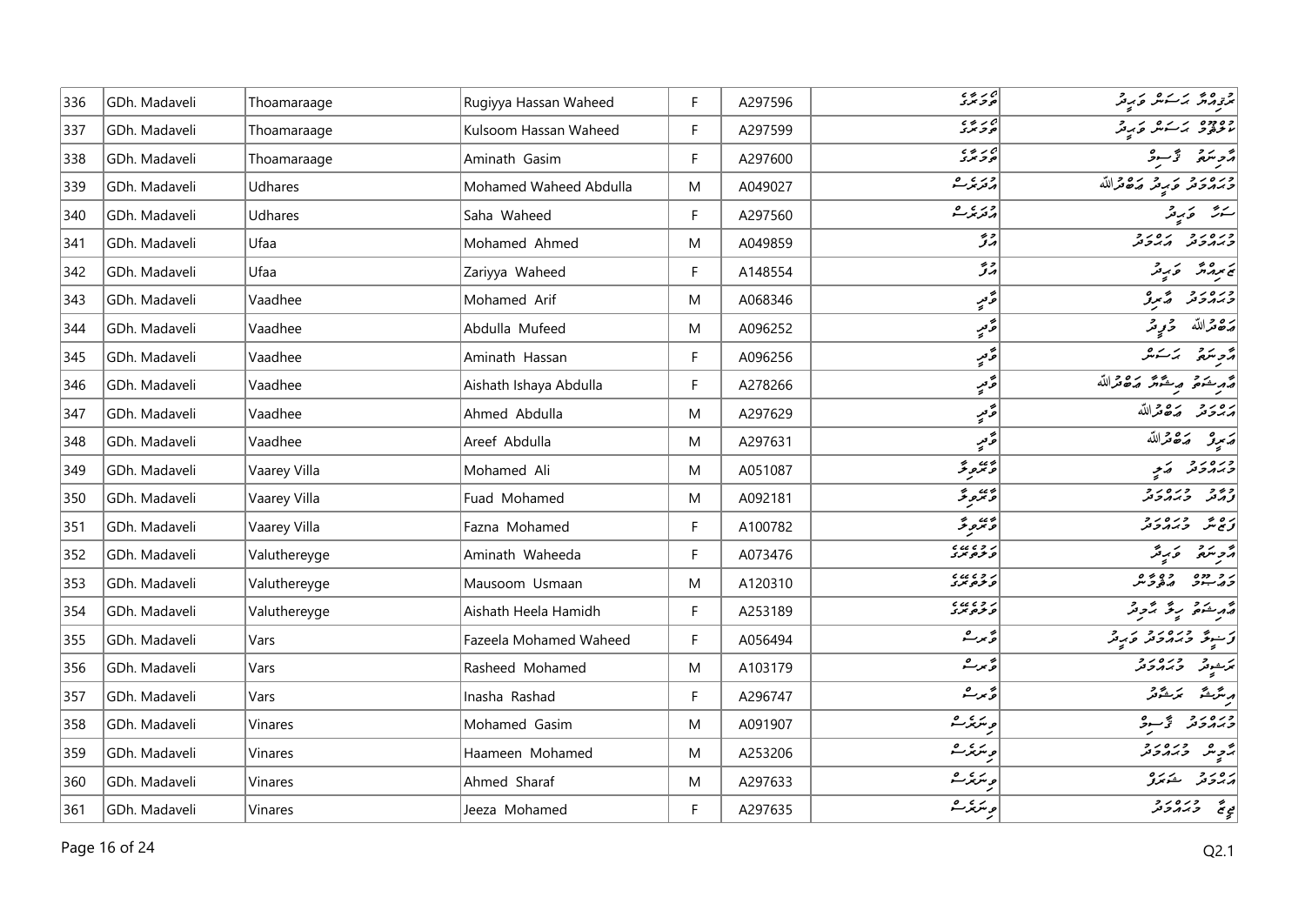| 336 | GDh. Madaveli | Thoamaraage | Rugiyya Hassan Waheed | F | A297596 | ތޯމަރާގެ | ރުގިއްޔާ ހަސަން ވަހީދު |
|---|---|---|---|---|---|---|---|
| 337 | GDh. Madaveli | Thoamaraage | Kulsoom Hassan Waheed | F | A297599 | ތޯމަރާގެ | ކުލްސޫމް ހަސަން ވަހީދު |
| 338 | GDh. Madaveli | Thoamaraage | Aminath Gasim | F | A297600 | ތޯމަރާގެ | އާމިނަތު ޤާސިމް |
| 339 | GDh. Madaveli | Udhares | Mohamed Waheed Abdulla | M | A049027 | އުދަރެސް | މުޙައްމަދު ވަހީދު އަބްދުﷲ |
| 340 | GDh. Madaveli | Udhares | Saha Waheed | F | A297560 | އުދަރެސް | ސަހާ ވަހީދު |
| 341 | GDh. Madaveli | Ufaa | Mohamed Ahmed | M | A049859 | އުފާ | މުޙައްމަދު އަޙްމަދު |
| 342 | GDh. Madaveli | Ufaa | Zariyya Waheed | F | A148554 | އުފާ | ޒަރިއްޔާ ވަހީދު |
| 343 | GDh. Madaveli | Vaadhee | Mohamed Arif | M | A068346 | ވާދީ | މުޙައްމަދު އާރިފް |
| 344 | GDh. Madaveli | Vaadhee | Abdulla Mufeed | M | A096252 | ވާދީ | އަބްދުﷲ މުފީދު |
| 345 | GDh. Madaveli | Vaadhee | Aminath Hassan | F | A096256 | ވާދީ | އާމިނަތު ހަސަން |
| 346 | GDh. Madaveli | Vaadhee | Aishath Ishaya Abdulla | F | A278266 | ވާދީ | އައިށަތު އިޝާޔާ އަބްދުﷲ |
| 347 | GDh. Madaveli | Vaadhee | Ahmed Abdulla | M | A297629 | ވާދީ | އަޙްމަދު އަބްދުﷲ |
| 348 | GDh. Madaveli | Vaadhee | Areef Abdulla | M | A297631 | ވާދީ | އަރީފް އަބްދުﷲ |
| 349 | GDh. Madaveli | Vaarey Villa | Mohamed Ali | M | A051087 | ވާރޭވިލާ | މުޙައްމަދު އަލި |
| 350 | GDh. Madaveli | Vaarey Villa | Fuad Mohamed | M | A092181 | ވާރޭވިލާ | ފުއާދު މުޙައްމަދު |
| 351 | GDh. Madaveli | Vaarey Villa | Fazna Mohamed | F | A100782 | ވާރޭވިލާ | ފަޒްނާ މުޙައްމަދު |
| 352 | GDh. Madaveli | Valuthereyge | Aminath Waheeda | F | A073476 | ވަލުތެރޭގެ | އާމިނަތު ވަހީދާ |
| 353 | GDh. Madaveli | Valuthereyge | Mausoom Usmaan | M | A120310 | ވަލުތެރޭގެ | މައުސޫމް އުސްމާން |
| 354 | GDh. Madaveli | Valuthereyge | Aishath Heela Hamidh | F | A253189 | ވަލުތެރޭގެ | އައިށަތު ހީލާ ހާމިދު |
| 355 | GDh. Madaveli | Vars | Fazeela Mohamed Waheed | F | A056494 | ވާރސް | ފަޒީލާ މުޙައްމަދު ވަހީދު |
| 356 | GDh. Madaveli | Vars | Rasheed Mohamed | M | A103179 | ވާރސް | ރަޝީދު މުޙައްމަދު |
| 357 | GDh. Madaveli | Vars | Inasha Rashad | F | A296747 | ވާރސް | އިނާޝާ ރަޝާދު |
| 358 | GDh. Madaveli | Vinares | Mohamed Gasim | M | A091907 | ވިނަރެސް | މުޙައްމަދު ޤާސިމް |
| 359 | GDh. Madaveli | Vinares | Haameen Mohamed | M | A253206 | ވިނަރެސް | ހާމީން މުޙައްމަދު |
| 360 | GDh. Madaveli | Vinares | Ahmed Sharaf | M | A297633 | ވިނަރެސް | އަޙްމަދު ޝަރަފް |
| 361 | GDh. Madaveli | Vinares | Jeeza Mohamed | F | A297635 | ވިނަރެސް | ޖީޒާ މުޙައްމަދު |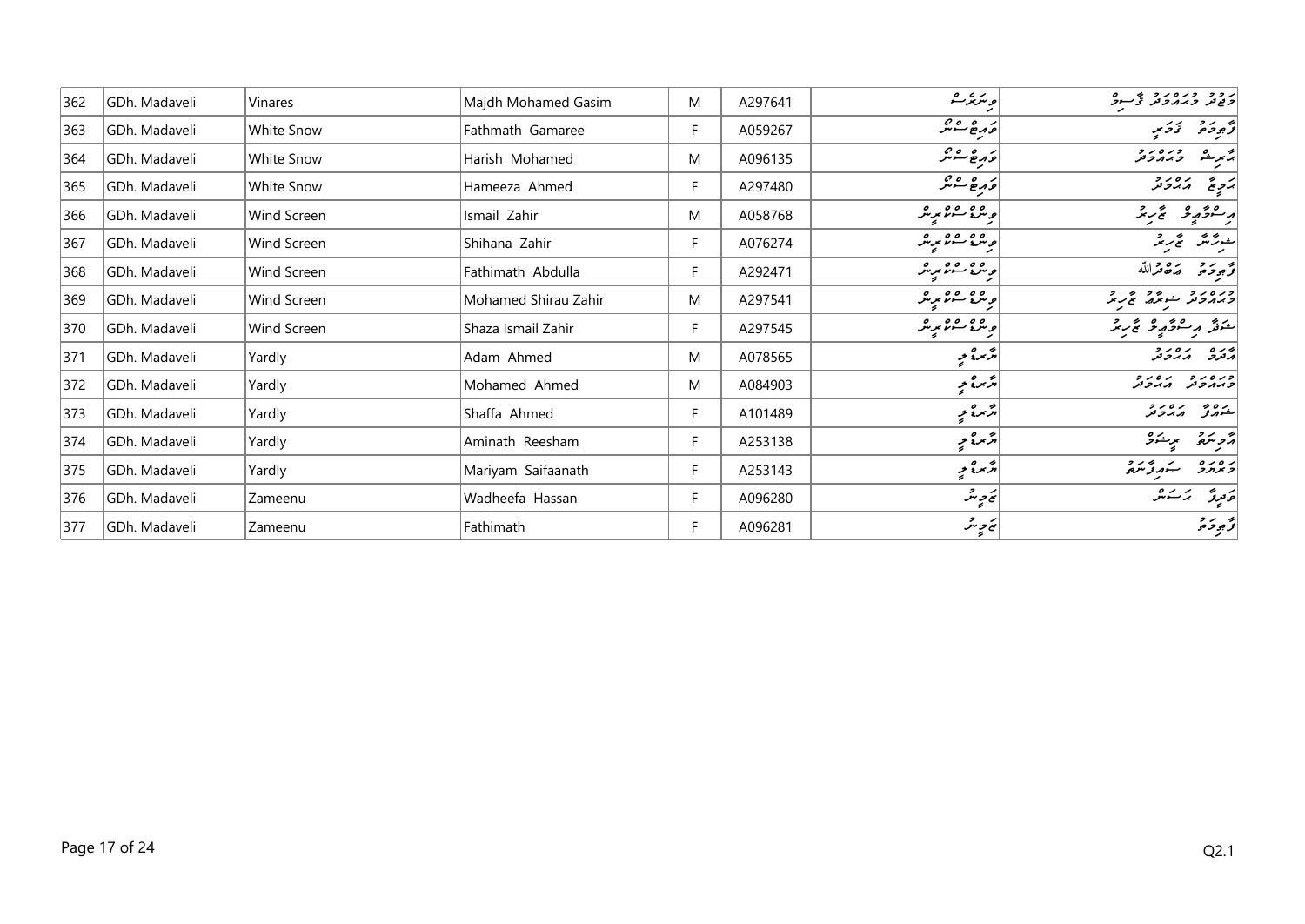| 362 | GDh. Madaveli | Vinares | Majdh Mohamed Gasim | M | A297641 | ވިނަރެސް | މަޖްދު މުޙައްމަދު ޤާސިމް |
|---|---|---|---|---|---|---|---|
| 363 | GDh. Madaveli | White Snow | Fathmath Gamaree | F | A059267 | ވައިޓްސްނޯ | ފާތިމަތު ގަމަރީ |
| 364 | GDh. Madaveli | White Snow | Harish Mohamed | M | A096135 | ވައިޓްސްނޯ | ހާރިޝް މުޙައްމަދު |
| 365 | GDh. Madaveli | White Snow | Hameeza Ahmed | F | A297480 | ވައިޓްސްނޯ | ހަމީޒާ އަޙްމަދު |
| 366 | GDh. Madaveli | Wind Screen | Ismail Zahir | M | A058768 | ވިންޑްސްކްރީން | އިސްމާޢީލް ޒާހިރު |
| 367 | GDh. Madaveli | Wind Screen | Shihana Zahir | F | A076274 | ވިންޑްސްކްރީން | ޝިހާނާ ޒާހިރު |
| 368 | GDh. Madaveli | Wind Screen | Fathimath Abdulla | F | A292471 | ވިންޑްސްކްރީން | ފާތިމަތު އަބްދުﷲ |
| 369 | GDh. Madaveli | Wind Screen | Mohamed Shirau Zahir | M | A297541 | ވިންޑްސްކްރީން | މުޙައްމަދު ޝިރާއު ޒާހިރު |
| 370 | GDh. Madaveli | Wind Screen | Shaza Ismail Zahir | F | A297545 | ވިންޑްސްކްރީން | ޝަޒާ އިސްމާޢީލް ޒާހިރު |
| 371 | GDh. Madaveli | Yardly | Adam Ahmed | M | A078565 | ޔާރޑްލީ | އާދަމް އަޙްމަދު |
| 372 | GDh. Madaveli | Yardly | Mohamed Ahmed | M | A084903 | ޔާރޑްލީ | މުޙައްމަދު އަޙްމަދު |
| 373 | GDh. Madaveli | Yardly | Shaffa Ahmed | F | A101489 | ޔާރޑްލީ | ޝައްފާ އަޙްމަދު |
| 374 | GDh. Madaveli | Yardly | Aminath Reesham | F | A253138 | ޔާރޑްލީ | އާމިނަތު ރީޝަމް |
| 375 | GDh. Madaveli | Yardly | Mariyam Saifaanath | F | A253143 | ޔާރޑްލީ | މަރިޔަމް ސައިފާނަތު |
| 376 | GDh. Madaveli | Zameenu | Wadheefa Hassan | F | A096280 | ޒަމީނު | ވަދީފާ ހަސަން |
| 377 | GDh. Madaveli | Zameenu | Fathimath | F | A096281 | ޒަމީނު | ފާތިމަތު |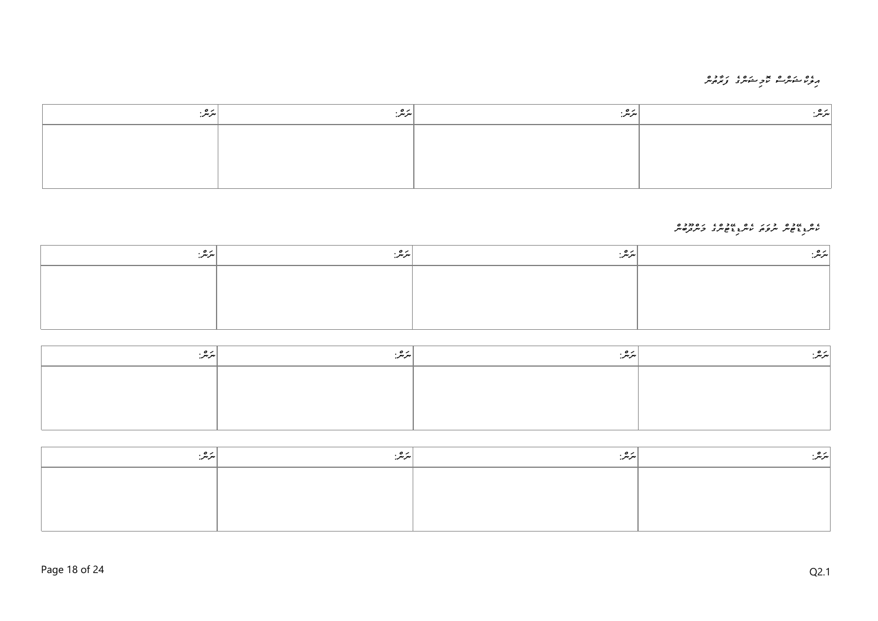# ދެފުށް ބަޔާންކުރެވޭ ވަގުތީ އިންތިޒާމް

| ނަންބަރު: | ނަންބަރު: | ނަންބަރު: | ނަންބަރު: |
|---|---|---|---|
| | | | |

# ކުރިއަށް ވީ މަސައްކަތް ދެފުށް ބަޔާންކުރެވޭ މަސައްކަތް

| ނަންބަރު: | ނަންބަރު: | ނަންބަރު: | ނަންބަރު: |
|---|---|---|---|
| | | | |

| ނަންބަރު: | ނަންބަރު: | ނަންބަރު: | ނަންބަރު: |
|---|---|---|---|
| | | | |

| ނަންބަރު: | ނަންބަރު: | ނަންބަރު: | ނަންބަރު: |
|---|---|---|---|
| | | | |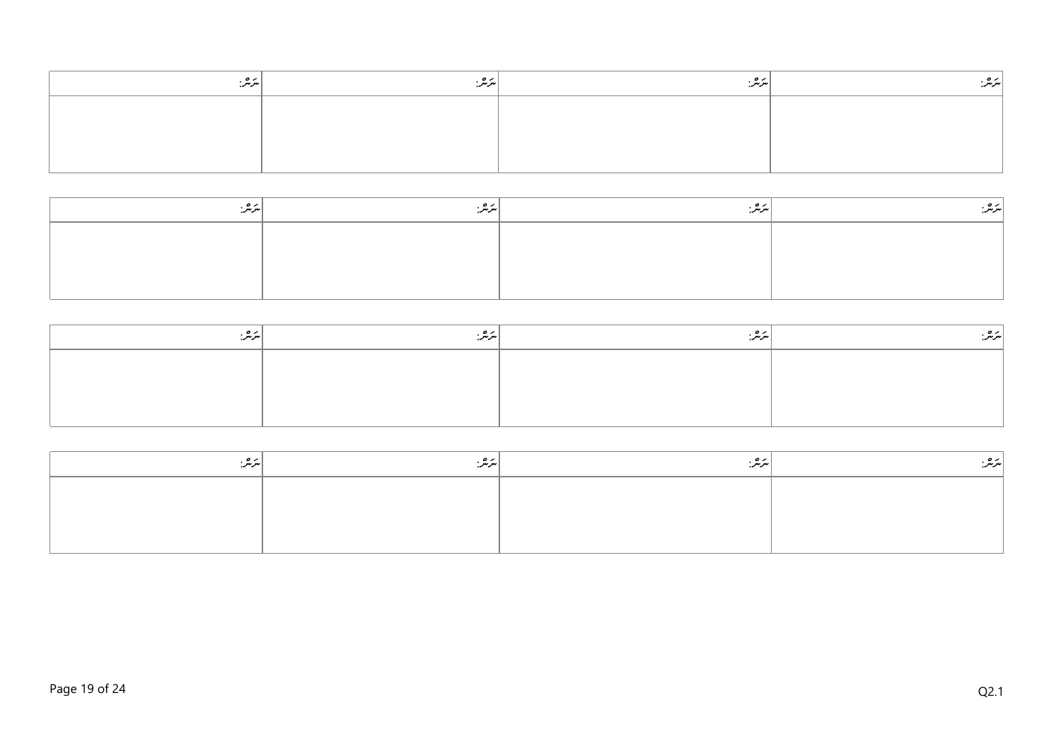| ނަންބަރު: | ނަންބަރު: | ނަންބަރު: | ނަންބަރު: |
|---|---|---|---|
| | | | |

| ނަންބަރު: | ނަންބަރު: | ނަންބަރު: | ނަންބަރު: |
|---|---|---|---|
| | | | |

| ނަންބަރު: | ނަންބަރު: | ނަންބަރު: | ނަންބަރު: |
|---|---|---|---|
| | | | |

| ނަންބަރު: | ނަންބަރު: | ނަންބަރު: | ނަންބަރު: |
|---|---|---|---|
| | | | |

Q2.1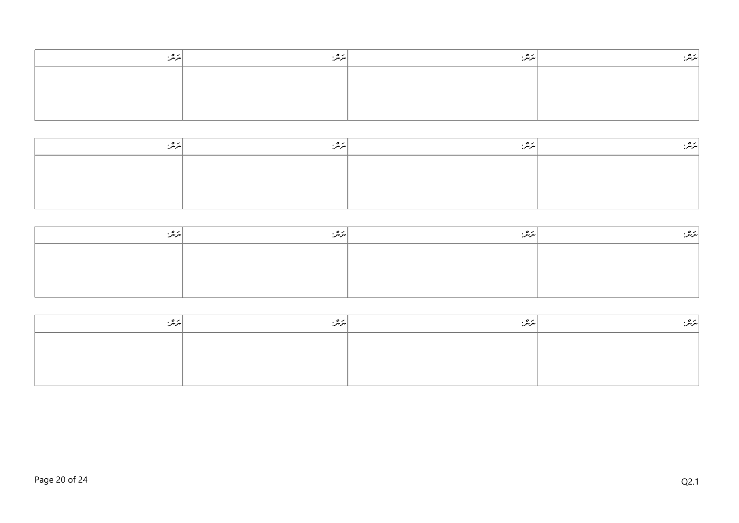| ނަރަދ: | ނަރަދ: | ނަރަދ: | ނަރަދ: |
| --- | --- | --- | --- |
| | | | |

| ނަރަދ: | ނަރަދ: | ނަރަދ: | ނަރަދ: |
| --- | --- | --- | --- |
| | | | |

| ނަރަދ: | ނަރަދ: | ނަރަދ: | ނަރަދ: |
| --- | --- | --- | --- |
| | | | |

| ނަރަދ: | ނަރަދ: | ނަރަދ: | ނަރަދ: |
| --- | --- | --- | --- |
| | | | |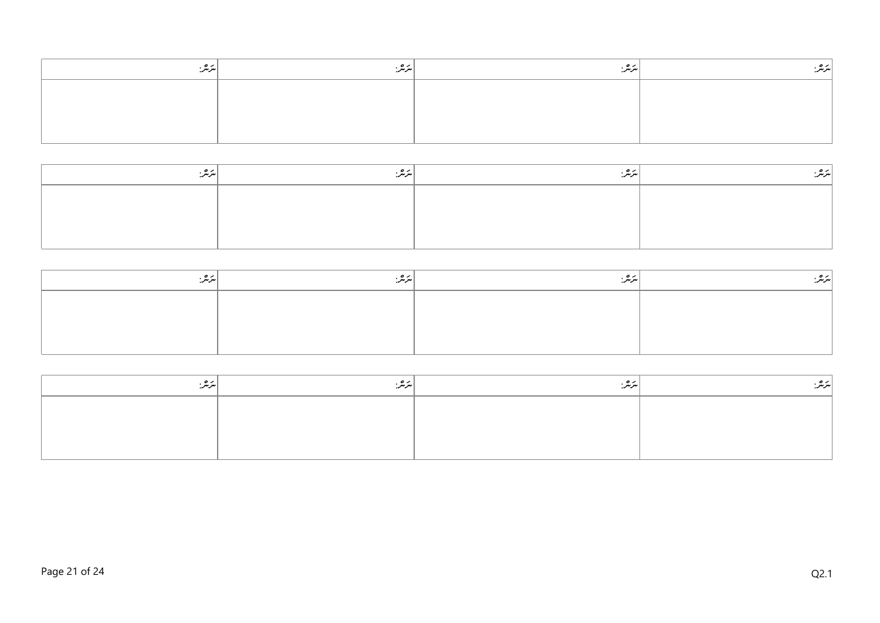| ނަރަ: | ނަރަ: | ނަރަ: | ނަރަ: |
| --- | --- | --- | --- |
| | | | |

| ނަރަ: | ނަރަ: | ނަރަ: | ނަރަ: |
| --- | --- | --- | --- |
| | | | |

| ނަރަ: | ނަރަ: | ނަރަ: | ނަރަ: |
| --- | --- | --- | --- |
| | | | |

| ނަރަ: | ނަރަ: | ނަރަ: | ނަރަ: |
| --- | --- | --- | --- |
| | | | |

Q2.1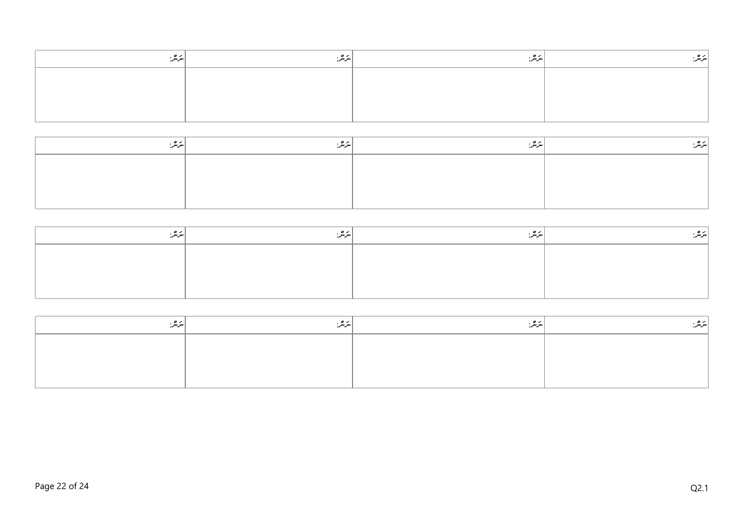| ނަންބަރު: | ނަންބަރު: | ނަންބަރު: | ނަންބަރު: |
|---|---|---|---|
| | | | |

| ނަންބަރު: | ނަންބަރު: | ނަންބަރު: | ނަންބަރު: |
|---|---|---|---|
| | | | |

| ނަންބަރު: | ނަންބަރު: | ނަންބަރު: | ނަންބަރު: |
|---|---|---|---|
| | | | |

| ނަންބަރު: | ނަންބަރު: | ނަންބަރު: | ނަންބަރު: |
|---|---|---|---|
| | | | |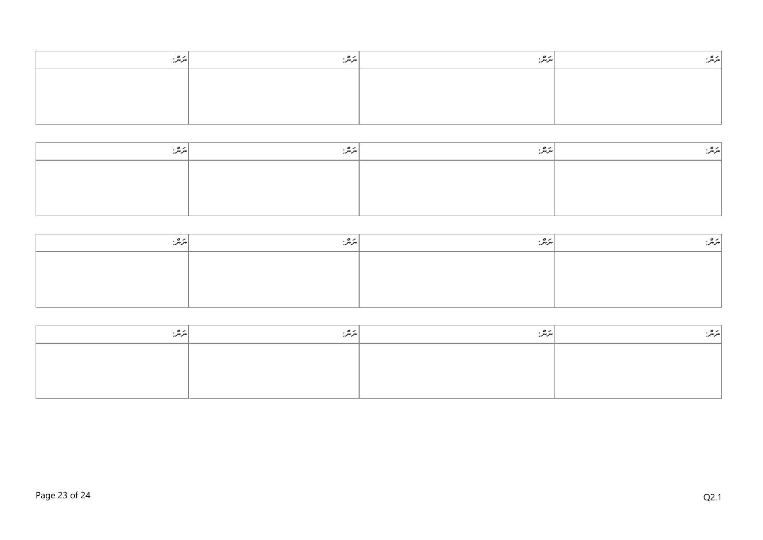| ނަރަނ: | ނަރަނ: | ނަރަނ: | ނަރަނ: |
| --- | --- | --- | --- |
| | | | |

| ނަރަނ: | ނަރަނ: | ނަރަނ: | ނަރަނ: |
| --- | --- | --- | --- |
| | | | |

| ނަރަނ: | ނަރަނ: | ނަރަނ: | ނަރަނ: |
| --- | --- | --- | --- |
| | | | |

| ނަރަނ: | ނަރަނ: | ނަރަނ: | ނަރަނ: |
| --- | --- | --- | --- |
| | | | |

Q2.1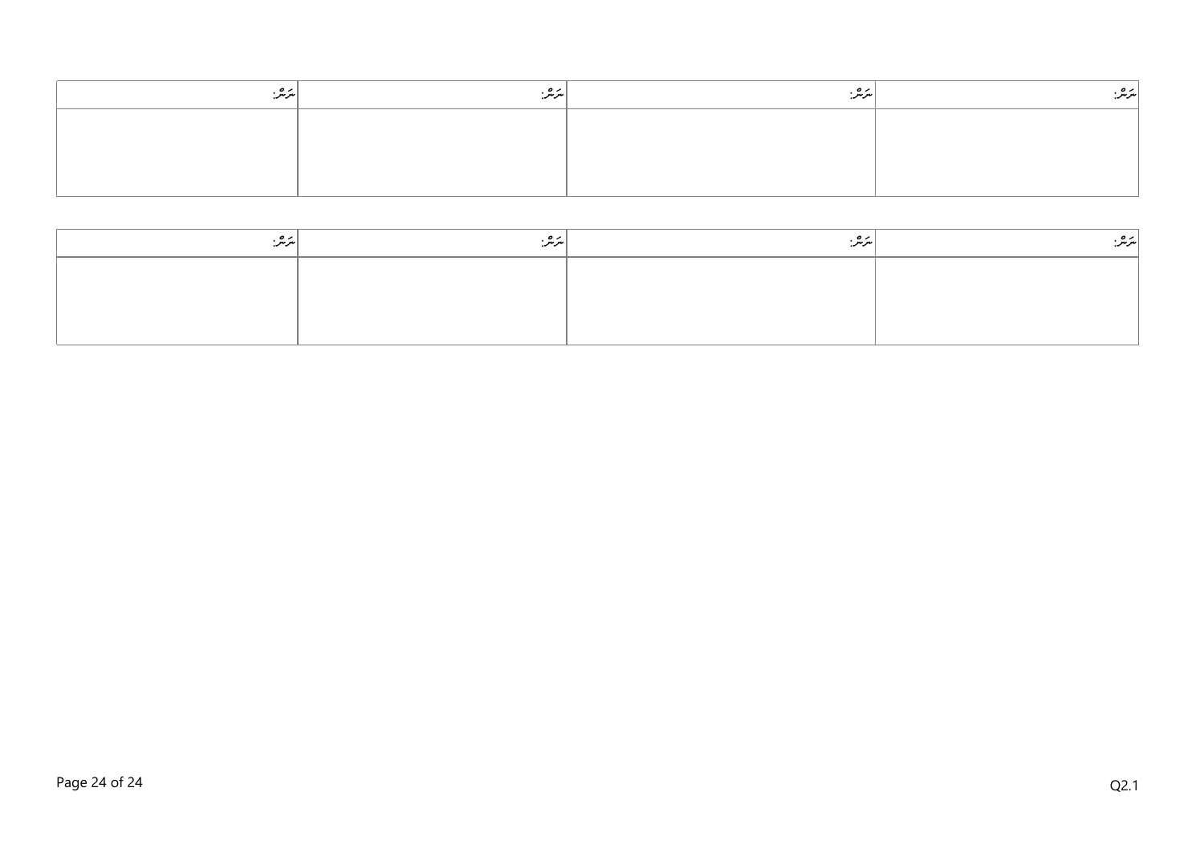| ޝަރުޙު: | ޝަރުޙު: | ޝަރުޙު: | ޝަރުޙު: |
|---|---|---|---|
| | | | |

| ޝަރުޙު: | ޝަރުޙު: | ޝަރުޙު: | ޝަރުޙު: |
|---|---|---|---|
| | | | |